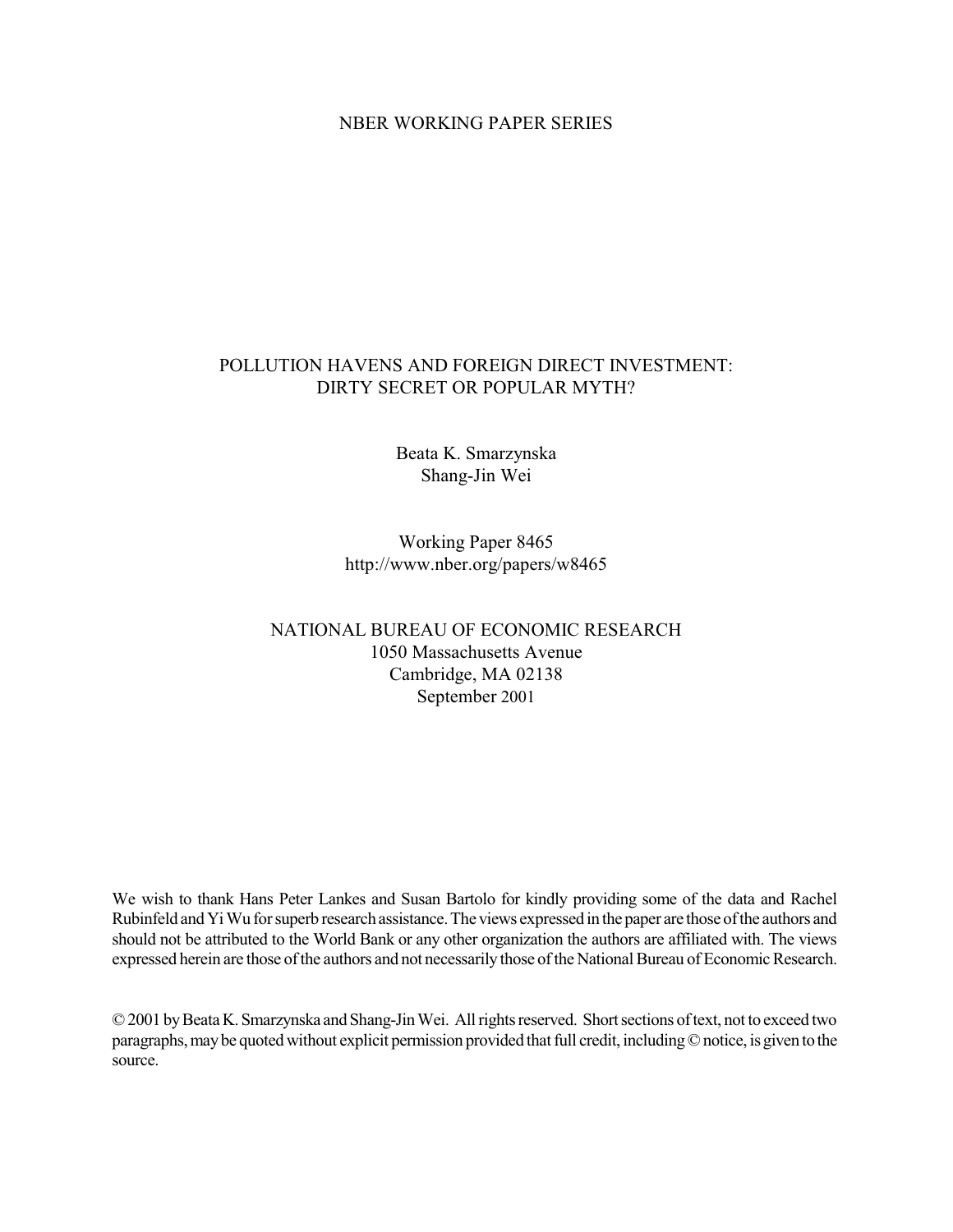NBER WORKING PAPER SERIES

# POLLUTION HAVENS AND FOREIGN DIRECT INVESTMENT: DIRTY SECRET OR POPULAR MYTH?

Beata K. Smarzynska
Shang-Jin Wei

Working Paper 8465
http://www.nber.org/papers/w8465

NATIONAL BUREAU OF ECONOMIC RESEARCH
1050 Massachusetts Avenue
Cambridge, MA 02138
September 2001

We wish to thank Hans Peter Lankes and Susan Bartolo for kindly providing some of the data and Rachel Rubinfeld and Yi Wu for superb research assistance. The views expressed in the paper are those of the authors and should not be attributed to the World Bank or any other organization the authors are affiliated with. The views expressed herein are those of the authors and not necessarily those of the National Bureau of Economic Research.

© 2001 by Beata K. Smarzynska and Shang-Jin Wei. All rights reserved. Short sections of text, not to exceed two paragraphs, may be quoted without explicit permission provided that full credit, including © notice, is given to the source.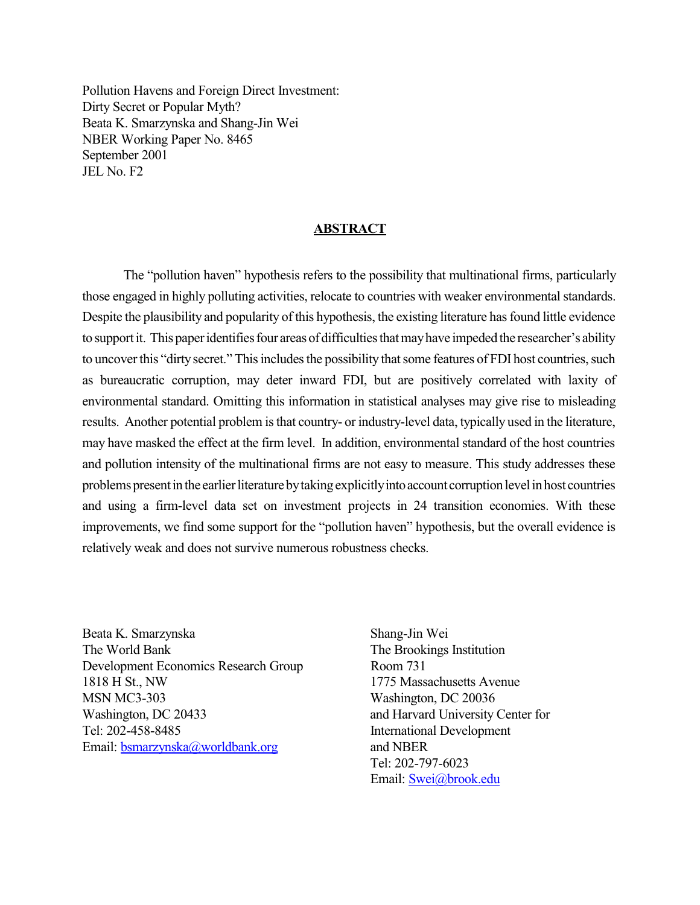Pollution Havens and Foreign Direct Investment:
Dirty Secret or Popular Myth?
Beata K. Smarzynska and Shang-Jin Wei
NBER Working Paper No. 8465
September 2001
JEL No. F2

## ABSTRACT

The "pollution haven" hypothesis refers to the possibility that multinational firms, particularly those engaged in highly polluting activities, relocate to countries with weaker environmental standards. Despite the plausibility and popularity of this hypothesis, the existing literature has found little evidence to support it. This paper identifies four areas of difficulties that may have impeded the researcher's ability to uncover this "dirty secret." This includes the possibility that some features of FDI host countries, such as bureaucratic corruption, may deter inward FDI, but are positively correlated with laxity of environmental standard. Omitting this information in statistical analyses may give rise to misleading results. Another potential problem is that country- or industry-level data, typically used in the literature, may have masked the effect at the firm level. In addition, environmental standard of the host countries and pollution intensity of the multinational firms are not easy to measure. This study addresses these problems present in the earlier literature by taking explicitly into account corruption level in host countries and using a firm-level data set on investment projects in 24 transition economies. With these improvements, we find some support for the "pollution haven" hypothesis, but the overall evidence is relatively weak and does not survive numerous robustness checks.

Beata K. Smarzynska
The World Bank
Development Economics Research Group
1818 H St., NW
MSN MC3-303
Washington, DC 20433
Tel: 202-458-8485
Email: bsmarzynska@worldbank.org

Shang-Jin Wei
The Brookings Institution
Room 731
1775 Massachusetts Avenue
Washington, DC 20036
and Harvard University Center for International Development
and NBER
Tel: 202-797-6023
Email: Swei@brook.edu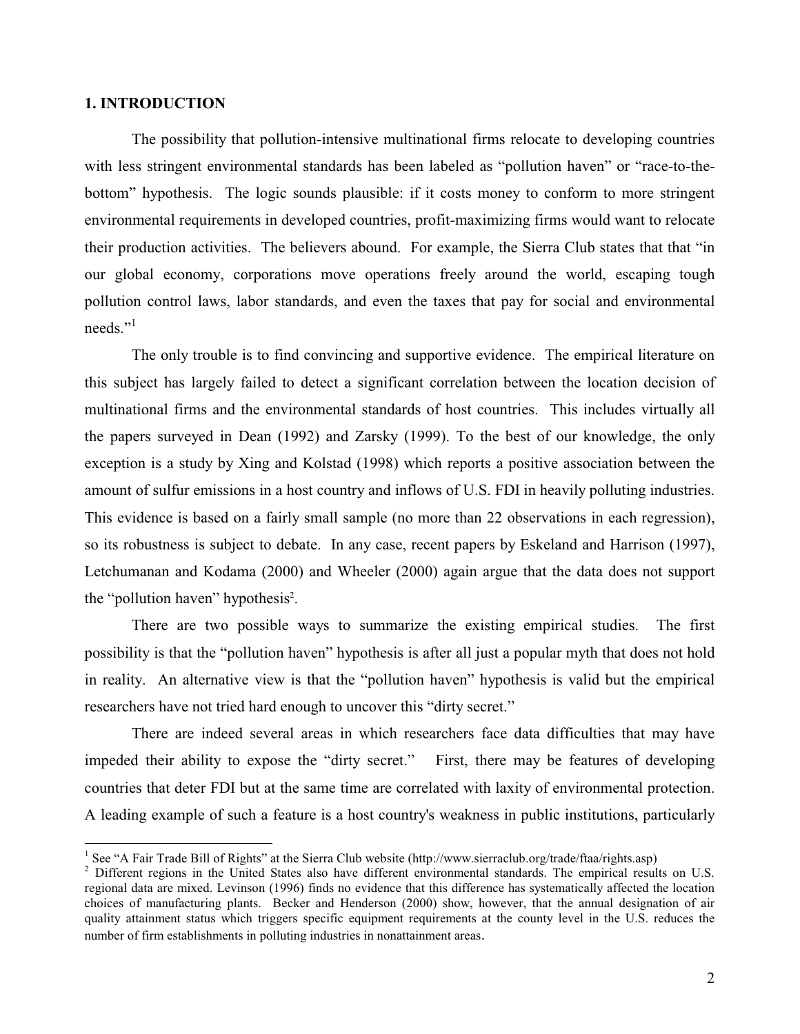## 1. INTRODUCTION

The possibility that pollution-intensive multinational firms relocate to developing countries with less stringent environmental standards has been labeled as "pollution haven" or "race-to-the-bottom" hypothesis. The logic sounds plausible: if it costs money to conform to more stringent environmental requirements in developed countries, profit-maximizing firms would want to relocate their production activities. The believers abound. For example, the Sierra Club states that that "in our global economy, corporations move operations freely around the world, escaping tough pollution control laws, labor standards, and even the taxes that pay for social and environmental needs."[1]

The only trouble is to find convincing and supportive evidence. The empirical literature on this subject has largely failed to detect a significant correlation between the location decision of multinational firms and the environmental standards of host countries. This includes virtually all the papers surveyed in Dean (1992) and Zarsky (1999). To the best of our knowledge, the only exception is a study by Xing and Kolstad (1998) which reports a positive association between the amount of sulfur emissions in a host country and inflows of U.S. FDI in heavily polluting industries. This evidence is based on a fairly small sample (no more than 22 observations in each regression), so its robustness is subject to debate. In any case, recent papers by Eskeland and Harrison (1997), Letchumanan and Kodama (2000) and Wheeler (2000) again argue that the data does not support the "pollution haven" hypothesis[2].

There are two possible ways to summarize the existing empirical studies. The first possibility is that the "pollution haven" hypothesis is after all just a popular myth that does not hold in reality. An alternative view is that the "pollution haven" hypothesis is valid but the empirical researchers have not tried hard enough to uncover this "dirty secret."

There are indeed several areas in which researchers face data difficulties that may have impeded their ability to expose the "dirty secret." First, there may be features of developing countries that deter FDI but at the same time are correlated with laxity of environmental protection. A leading example of such a feature is a host country's weakness in public institutions, particularly

[1] See "A Fair Trade Bill of Rights" at the Sierra Club website (http://www.sierraclub.org/trade/ftaa/rights.asp)

[2] Different regions in the United States also have different environmental standards. The empirical results on U.S. regional data are mixed. Levinson (1996) finds no evidence that this difference has systematically affected the location choices of manufacturing plants. Becker and Henderson (2000) show, however, that the annual designation of air quality attainment status which triggers specific equipment requirements at the county level in the U.S. reduces the number of firm establishments in polluting industries in nonattainment areas.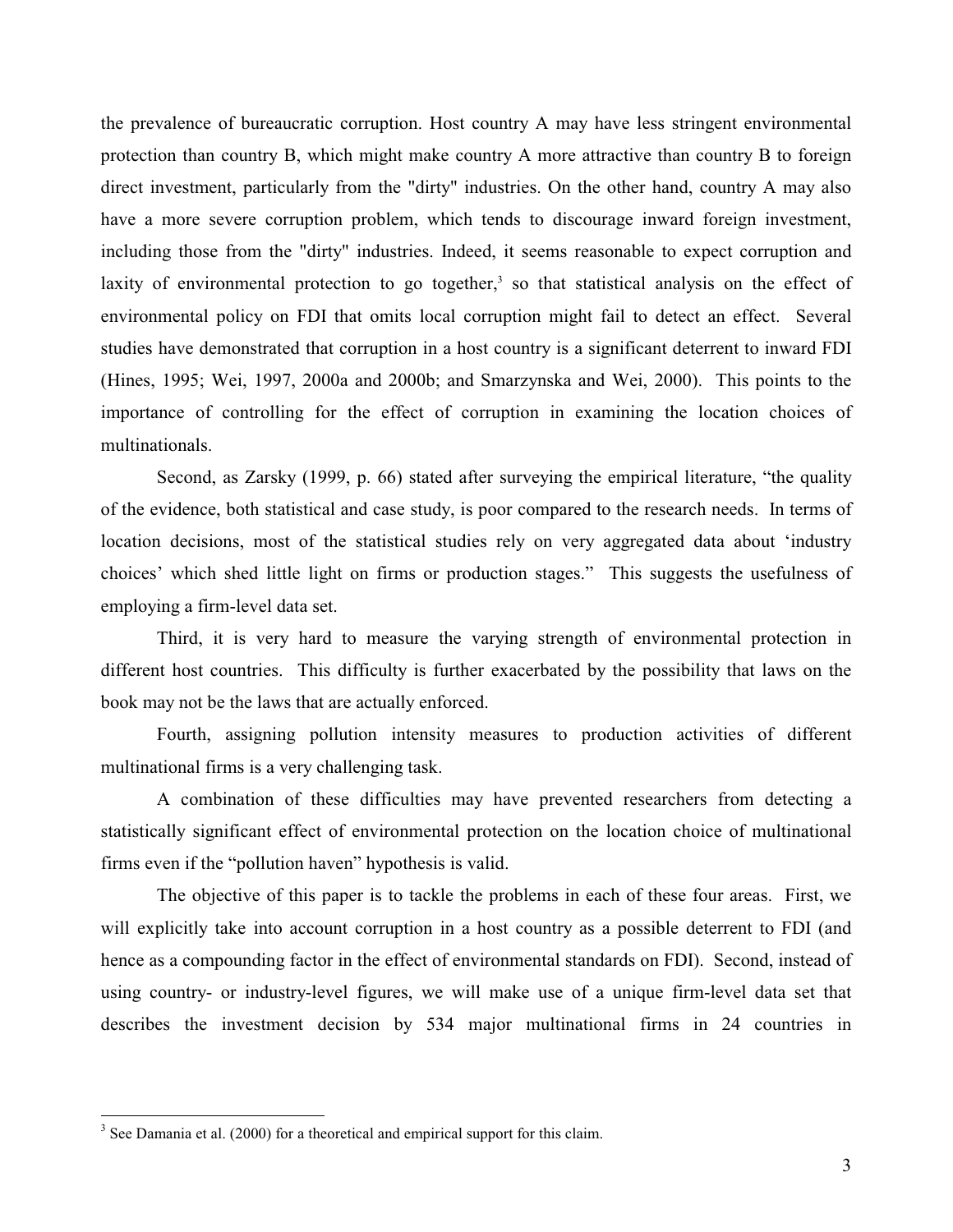the prevalence of bureaucratic corruption. Host country A may have less stringent environmental protection than country B, which might make country A more attractive than country B to foreign direct investment, particularly from the "dirty" industries. On the other hand, country A may also have a more severe corruption problem, which tends to discourage inward foreign investment, including those from the "dirty" industries. Indeed, it seems reasonable to expect corruption and laxity of environmental protection to go together,[3] so that statistical analysis on the effect of environmental policy on FDI that omits local corruption might fail to detect an effect. Several studies have demonstrated that corruption in a host country is a significant deterrent to inward FDI (Hines, 1995; Wei, 1997, 2000a and 2000b; and Smarzynska and Wei, 2000). This points to the importance of controlling for the effect of corruption in examining the location choices of multinationals.

Second, as Zarsky (1999, p. 66) stated after surveying the empirical literature, "the quality of the evidence, both statistical and case study, is poor compared to the research needs. In terms of location decisions, most of the statistical studies rely on very aggregated data about 'industry choices' which shed little light on firms or production stages." This suggests the usefulness of employing a firm-level data set.

Third, it is very hard to measure the varying strength of environmental protection in different host countries. This difficulty is further exacerbated by the possibility that laws on the book may not be the laws that are actually enforced.

Fourth, assigning pollution intensity measures to production activities of different multinational firms is a very challenging task.

A combination of these difficulties may have prevented researchers from detecting a statistically significant effect of environmental protection on the location choice of multinational firms even if the "pollution haven" hypothesis is valid.

The objective of this paper is to tackle the problems in each of these four areas. First, we will explicitly take into account corruption in a host country as a possible deterrent to FDI (and hence as a compounding factor in the effect of environmental standards on FDI). Second, instead of using country- or industry-level figures, we will make use of a unique firm-level data set that describes the investment decision by 534 major multinational firms in 24 countries in

[3] See Damania et al. (2000) for a theoretical and empirical support for this claim.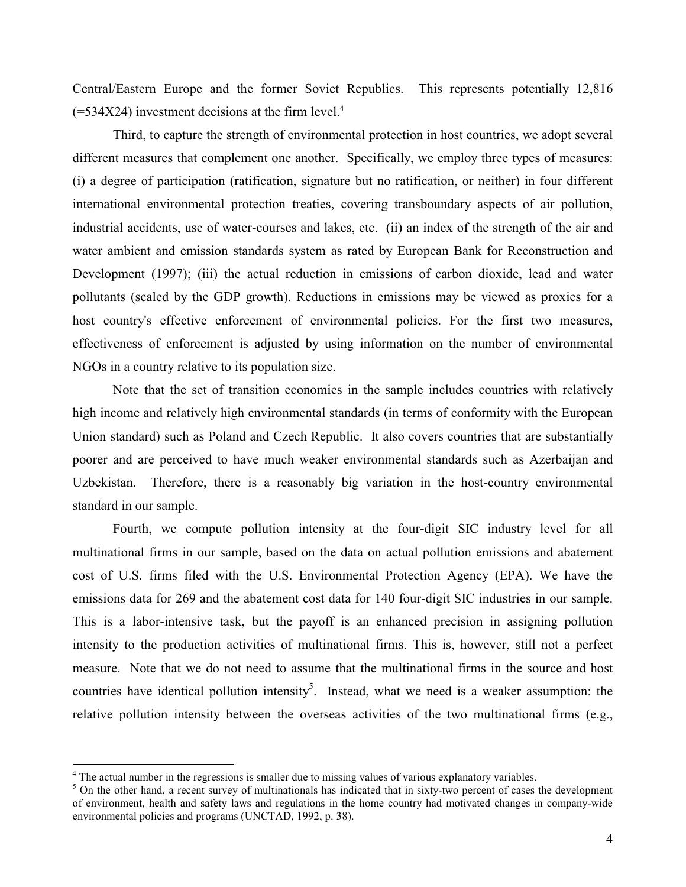Central/Eastern Europe and the former Soviet Republics. This represents potentially 12,816 (=534X24) investment decisions at the firm level.[4]

Third, to capture the strength of environmental protection in host countries, we adopt several different measures that complement one another. Specifically, we employ three types of measures: (i) a degree of participation (ratification, signature but no ratification, or neither) in four different international environmental protection treaties, covering transboundary aspects of air pollution, industrial accidents, use of water-courses and lakes, etc. (ii) an index of the strength of the air and water ambient and emission standards system as rated by European Bank for Reconstruction and Development (1997); (iii) the actual reduction in emissions of carbon dioxide, lead and water pollutants (scaled by the GDP growth). Reductions in emissions may be viewed as proxies for a host country's effective enforcement of environmental policies. For the first two measures, effectiveness of enforcement is adjusted by using information on the number of environmental NGOs in a country relative to its population size.

Note that the set of transition economies in the sample includes countries with relatively high income and relatively high environmental standards (in terms of conformity with the European Union standard) such as Poland and Czech Republic. It also covers countries that are substantially poorer and are perceived to have much weaker environmental standards such as Azerbaijan and Uzbekistan. Therefore, there is a reasonably big variation in the host-country environmental standard in our sample.

Fourth, we compute pollution intensity at the four-digit SIC industry level for all multinational firms in our sample, based on the data on actual pollution emissions and abatement cost of U.S. firms filed with the U.S. Environmental Protection Agency (EPA). We have the emissions data for 269 and the abatement cost data for 140 four-digit SIC industries in our sample. This is a labor-intensive task, but the payoff is an enhanced precision in assigning pollution intensity to the production activities of multinational firms. This is, however, still not a perfect measure. Note that we do not need to assume that the multinational firms in the source and host countries have identical pollution intensity[5]. Instead, what we need is a weaker assumption: the relative pollution intensity between the overseas activities of the two multinational firms (e.g.,

[4] The actual number in the regressions is smaller due to missing values of various explanatory variables.

[5] On the other hand, a recent survey of multinationals has indicated that in sixty-two percent of cases the development of environment, health and safety laws and regulations in the home country had motivated changes in company-wide environmental policies and programs (UNCTAD, 1992, p. 38).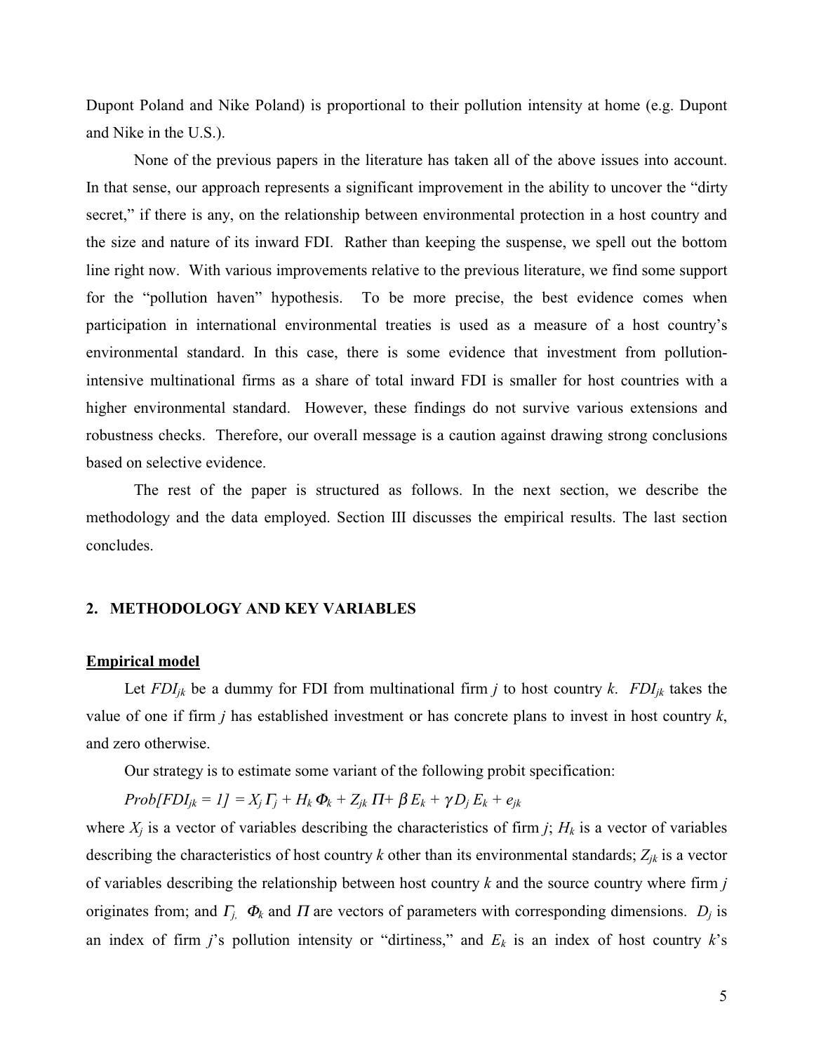Dupont Poland and Nike Poland) is proportional to their pollution intensity at home (e.g. Dupont and Nike in the U.S.).

None of the previous papers in the literature has taken all of the above issues into account. In that sense, our approach represents a significant improvement in the ability to uncover the "dirty secret," if there is any, on the relationship between environmental protection in a host country and the size and nature of its inward FDI. Rather than keeping the suspense, we spell out the bottom line right now. With various improvements relative to the previous literature, we find some support for the "pollution haven" hypothesis. To be more precise, the best evidence comes when participation in international environmental treaties is used as a measure of a host country's environmental standard. In this case, there is some evidence that investment from pollution-intensive multinational firms as a share of total inward FDI is smaller for host countries with a higher environmental standard. However, these findings do not survive various extensions and robustness checks. Therefore, our overall message is a caution against drawing strong conclusions based on selective evidence.

The rest of the paper is structured as follows. In the next section, we describe the methodology and the data employed. Section III discusses the empirical results. The last section concludes.

## 2. METHODOLOGY AND KEY VARIABLES

**Empirical model**

Let $FDI_{jk}$ be a dummy for FDI from multinational firm $j$ to host country $k$. $FDI_{jk}$ takes the value of one if firm $j$ has established investment or has concrete plans to invest in host country $k$, and zero otherwise.

Our strategy is to estimate some variant of the following probit specification:

$$Prob[FDI_{jk} = 1] = X_j \Gamma_j + H_k \Phi_k + Z_{jk} \Pi + \beta E_k + \gamma D_j E_k + e_{jk}$$

where $X_j$ is a vector of variables describing the characteristics of firm $j$; $H_k$ is a vector of variables describing the characteristics of host country $k$ other than its environmental standards; $Z_{jk}$ is a vector of variables describing the relationship between host country $k$ and the source country where firm $j$ originates from; and $\Gamma_j$, $\Phi_k$ and $\Pi$ are vectors of parameters with corresponding dimensions. $D_j$ is an index of firm $j$'s pollution intensity or "dirtiness," and $E_k$ is an index of host country $k$'s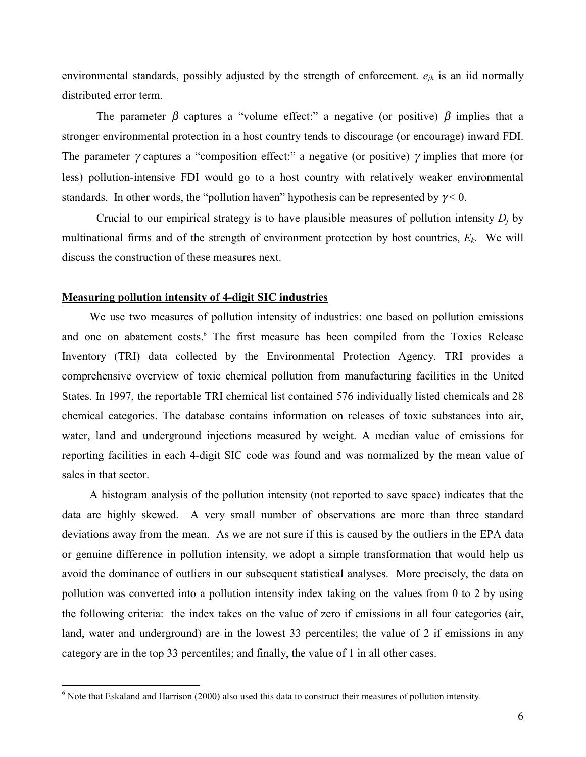environmental standards, possibly adjusted by the strength of enforcement. $e_{jk}$ is an iid normally distributed error term.

The parameter $\beta$ captures a "volume effect:" a negative (or positive) $\beta$ implies that a stronger environmental protection in a host country tends to discourage (or encourage) inward FDI. The parameter $\gamma$ captures a "composition effect:" a negative (or positive) $\gamma$ implies that more (or less) pollution-intensive FDI would go to a host country with relatively weaker environmental standards. In other words, the "pollution haven" hypothesis can be represented by $\gamma < 0$.

Crucial to our empirical strategy is to have plausible measures of pollution intensity $D_j$ by multinational firms and of the strength of environment protection by host countries, $E_k$. We will discuss the construction of these measures next.

## Measuring pollution intensity of 4-digit SIC industries

We use two measures of pollution intensity of industries: one based on pollution emissions and one on abatement costs.[6] The first measure has been compiled from the Toxics Release Inventory (TRI) data collected by the Environmental Protection Agency. TRI provides a comprehensive overview of toxic chemical pollution from manufacturing facilities in the United States. In 1997, the reportable TRI chemical list contained 576 individually listed chemicals and 28 chemical categories. The database contains information on releases of toxic substances into air, water, land and underground injections measured by weight. A median value of emissions for reporting facilities in each 4-digit SIC code was found and was normalized by the mean value of sales in that sector.

A histogram analysis of the pollution intensity (not reported to save space) indicates that the data are highly skewed. A very small number of observations are more than three standard deviations away from the mean. As we are not sure if this is caused by the outliers in the EPA data or genuine difference in pollution intensity, we adopt a simple transformation that would help us avoid the dominance of outliers in our subsequent statistical analyses. More precisely, the data on pollution was converted into a pollution intensity index taking on the values from 0 to 2 by using the following criteria: the index takes on the value of zero if emissions in all four categories (air, land, water and underground) are in the lowest 33 percentiles; the value of 2 if emissions in any category are in the top 33 percentiles; and finally, the value of 1 in all other cases.

[6] Note that Eskaland and Harrison (2000) also used this data to construct their measures of pollution intensity.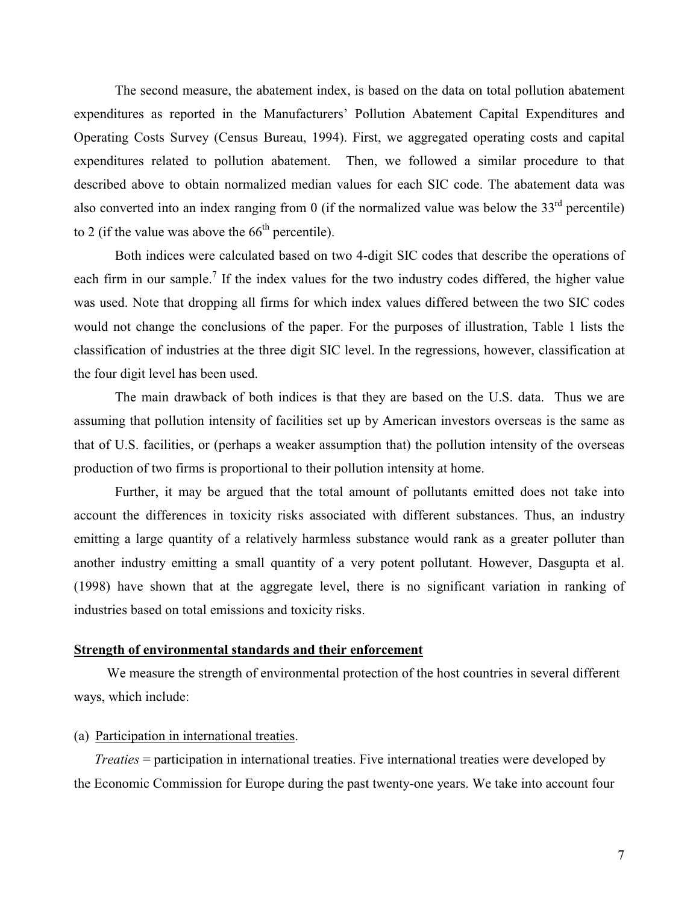The second measure, the abatement index, is based on the data on total pollution abatement expenditures as reported in the Manufacturers' Pollution Abatement Capital Expenditures and Operating Costs Survey (Census Bureau, 1994). First, we aggregated operating costs and capital expenditures related to pollution abatement. Then, we followed a similar procedure to that described above to obtain normalized median values for each SIC code. The abatement data was also converted into an index ranging from 0 (if the normalized value was below the 33rd percentile) to 2 (if the value was above the 66th percentile).

Both indices were calculated based on two 4-digit SIC codes that describe the operations of each firm in our sample.[7] If the index values for the two industry codes differed, the higher value was used. Note that dropping all firms for which index values differed between the two SIC codes would not change the conclusions of the paper. For the purposes of illustration, Table 1 lists the classification of industries at the three digit SIC level. In the regressions, however, classification at the four digit level has been used.

The main drawback of both indices is that they are based on the U.S. data. Thus we are assuming that pollution intensity of facilities set up by American investors overseas is the same as that of U.S. facilities, or (perhaps a weaker assumption that) the pollution intensity of the overseas production of two firms is proportional to their pollution intensity at home.

Further, it may be argued that the total amount of pollutants emitted does not take into account the differences in toxicity risks associated with different substances. Thus, an industry emitting a large quantity of a relatively harmless substance would rank as a greater polluter than another industry emitting a small quantity of a very potent pollutant. However, Dasgupta et al. (1998) have shown that at the aggregate level, there is no significant variation in ranking of industries based on total emissions and toxicity risks.

## Strength of environmental standards and their enforcement

We measure the strength of environmental protection of the host countries in several different ways, which include:

(a) Participation in international treaties.

*Treaties* = participation in international treaties. Five international treaties were developed by the Economic Commission for Europe during the past twenty-one years. We take into account four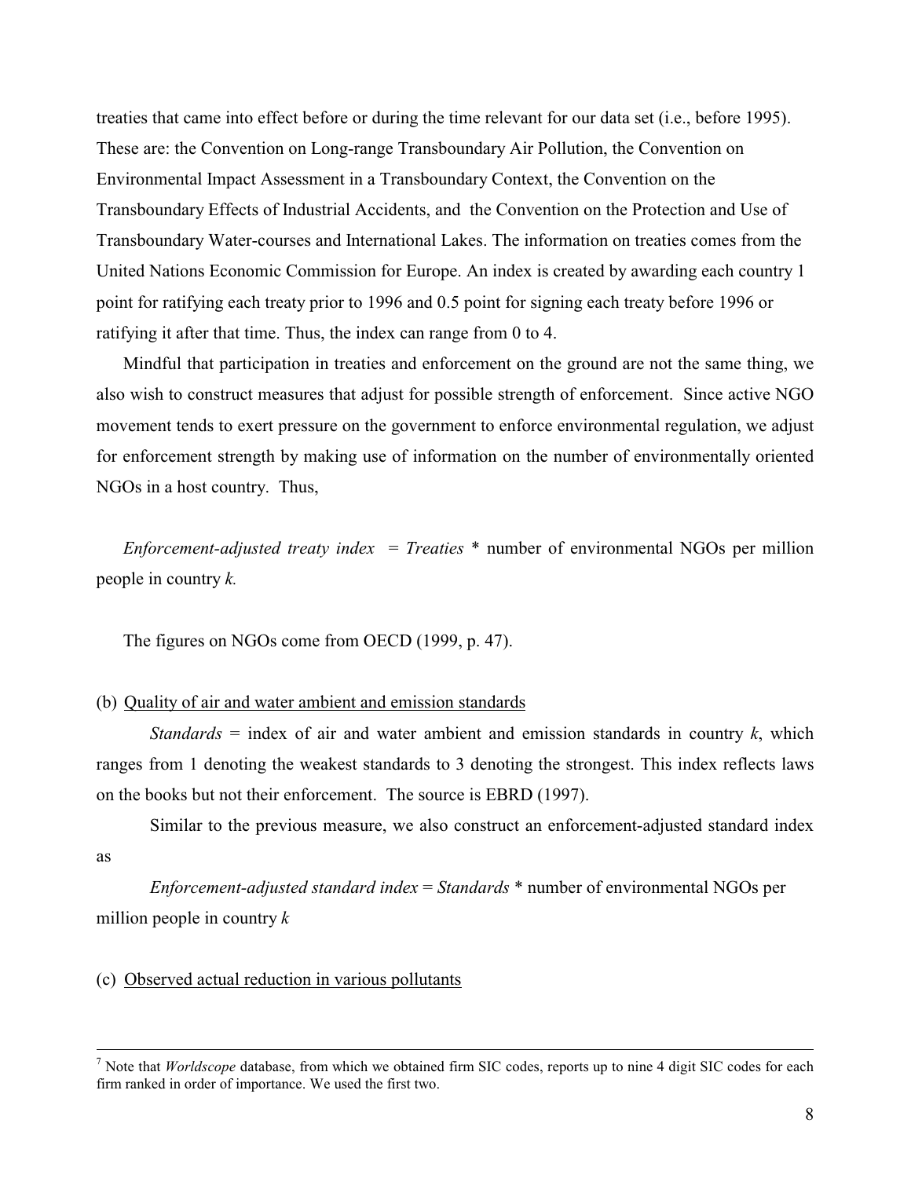treaties that came into effect before or during the time relevant for our data set (i.e., before 1995). These are: the Convention on Long-range Transboundary Air Pollution, the Convention on Environmental Impact Assessment in a Transboundary Context, the Convention on the Transboundary Effects of Industrial Accidents, and the Convention on the Protection and Use of Transboundary Water-courses and International Lakes. The information on treaties comes from the United Nations Economic Commission for Europe. An index is created by awarding each country 1 point for ratifying each treaty prior to 1996 and 0.5 point for signing each treaty before 1996 or ratifying it after that time. Thus, the index can range from 0 to 4.

Mindful that participation in treaties and enforcement on the ground are not the same thing, we also wish to construct measures that adjust for possible strength of enforcement. Since active NGO movement tends to exert pressure on the government to enforce environmental regulation, we adjust for enforcement strength by making use of information on the number of environmentally oriented NGOs in a host country. Thus,

*Enforcement-adjusted treaty index* = *Treaties* * number of environmental NGOs per million people in country *k.*

The figures on NGOs come from OECD (1999, p. 47).

(b) <u>Quality of air and water ambient and emission standards</u>

*Standards* = index of air and water ambient and emission standards in country *k*, which ranges from 1 denoting the weakest standards to 3 denoting the strongest. This index reflects laws on the books but not their enforcement. The source is EBRD (1997).

Similar to the previous measure, we also construct an enforcement-adjusted standard index as

*Enforcement-adjusted standard index* = *Standards* * number of environmental NGOs per million people in country *k*

(c) <u>Observed actual reduction in various pollutants</u>

---

[7] Note that *Worldscope* database, from which we obtained firm SIC codes, reports up to nine 4 digit SIC codes for each firm ranked in order of importance. We used the first two.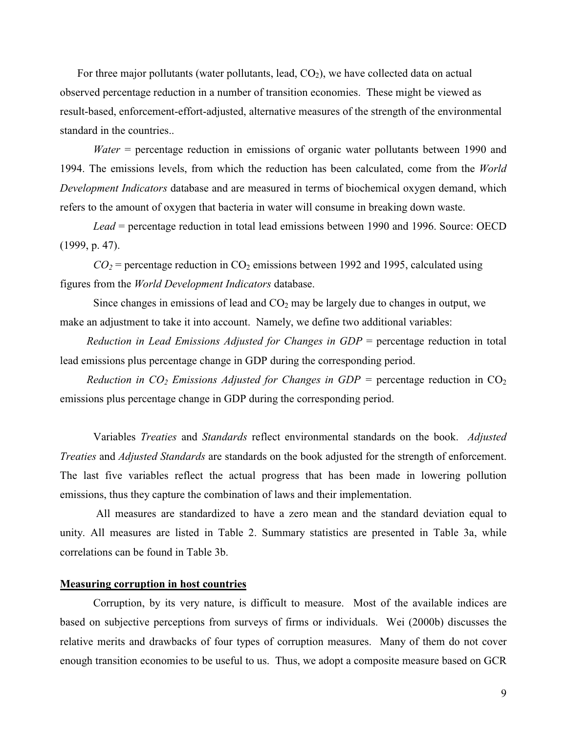For three major pollutants (water pollutants, lead, $CO_2$), we have collected data on actual observed percentage reduction in a number of transition economies. These might be viewed as result-based, enforcement-effort-adjusted, alternative measures of the strength of the environmental standard in the countries..

*Water* = percentage reduction in emissions of organic water pollutants between 1990 and 1994. The emissions levels, from which the reduction has been calculated, come from the *World Development Indicators* database and are measured in terms of biochemical oxygen demand, which refers to the amount of oxygen that bacteria in water will consume in breaking down waste.

*Lead* = percentage reduction in total lead emissions between 1990 and 1996. Source: OECD (1999, p. 47).

*$CO_2$* = percentage reduction in $CO_2$ emissions between 1992 and 1995, calculated using figures from the *World Development Indicators* database.

Since changes in emissions of lead and $CO_2$ may be largely due to changes in output, we make an adjustment to take it into account. Namely, we define two additional variables:

*Reduction in Lead Emissions Adjusted for Changes in GDP* = percentage reduction in total lead emissions plus percentage change in GDP during the corresponding period.

*Reduction in $CO_2$ Emissions Adjusted for Changes in GDP* = percentage reduction in $CO_2$ emissions plus percentage change in GDP during the corresponding period.

Variables *Treaties* and *Standards* reflect environmental standards on the book. *Adjusted Treaties* and *Adjusted Standards* are standards on the book adjusted for the strength of enforcement. The last five variables reflect the actual progress that has been made in lowering pollution emissions, thus they capture the combination of laws and their implementation.

All measures are standardized to have a zero mean and the standard deviation equal to unity. All measures are listed in Table 2. Summary statistics are presented in Table 3a, while correlations can be found in Table 3b.

**Measuring corruption in host countries**

Corruption, by its very nature, is difficult to measure. Most of the available indices are based on subjective perceptions from surveys of firms or individuals. Wei (2000b) discusses the relative merits and drawbacks of four types of corruption measures. Many of them do not cover enough transition economies to be useful to us. Thus, we adopt a composite measure based on GCR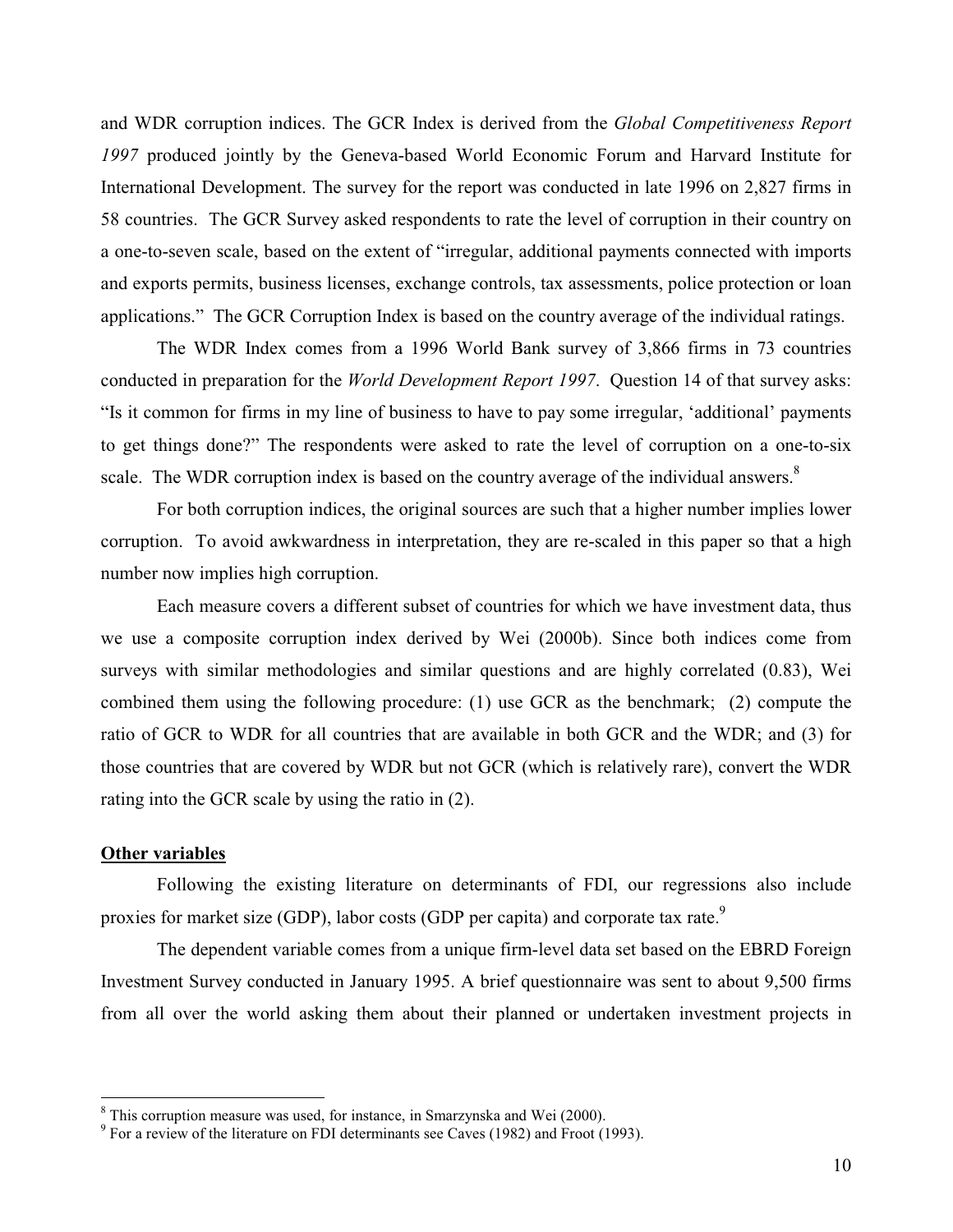and WDR corruption indices. The GCR Index is derived from the *Global Competitiveness Report 1997* produced jointly by the Geneva-based World Economic Forum and Harvard Institute for International Development. The survey for the report was conducted in late 1996 on 2,827 firms in 58 countries. The GCR Survey asked respondents to rate the level of corruption in their country on a one-to-seven scale, based on the extent of "irregular, additional payments connected with imports and exports permits, business licenses, exchange controls, tax assessments, police protection or loan applications." The GCR Corruption Index is based on the country average of the individual ratings.

The WDR Index comes from a 1996 World Bank survey of 3,866 firms in 73 countries conducted in preparation for the *World Development Report 1997*. Question 14 of that survey asks: "Is it common for firms in my line of business to have to pay some irregular, 'additional' payments to get things done?" The respondents were asked to rate the level of corruption on a one-to-six scale. The WDR corruption index is based on the country average of the individual answers.[8]

For both corruption indices, the original sources are such that a higher number implies lower corruption. To avoid awkwardness in interpretation, they are re-scaled in this paper so that a high number now implies high corruption.

Each measure covers a different subset of countries for which we have investment data, thus we use a composite corruption index derived by Wei (2000b). Since both indices come from surveys with similar methodologies and similar questions and are highly correlated (0.83), Wei combined them using the following procedure: (1) use GCR as the benchmark; (2) compute the ratio of GCR to WDR for all countries that are available in both GCR and the WDR; and (3) for those countries that are covered by WDR but not GCR (which is relatively rare), convert the WDR rating into the GCR scale by using the ratio in (2).

**Other variables**

Following the existing literature on determinants of FDI, our regressions also include proxies for market size (GDP), labor costs (GDP per capita) and corporate tax rate.[9]

The dependent variable comes from a unique firm-level data set based on the EBRD Foreign Investment Survey conducted in January 1995. A brief questionnaire was sent to about 9,500 firms from all over the world asking them about their planned or undertaken investment projects in

[8] This corruption measure was used, for instance, in Smarzynska and Wei (2000).

[9] For a review of the literature on FDI determinants see Caves (1982) and Froot (1993).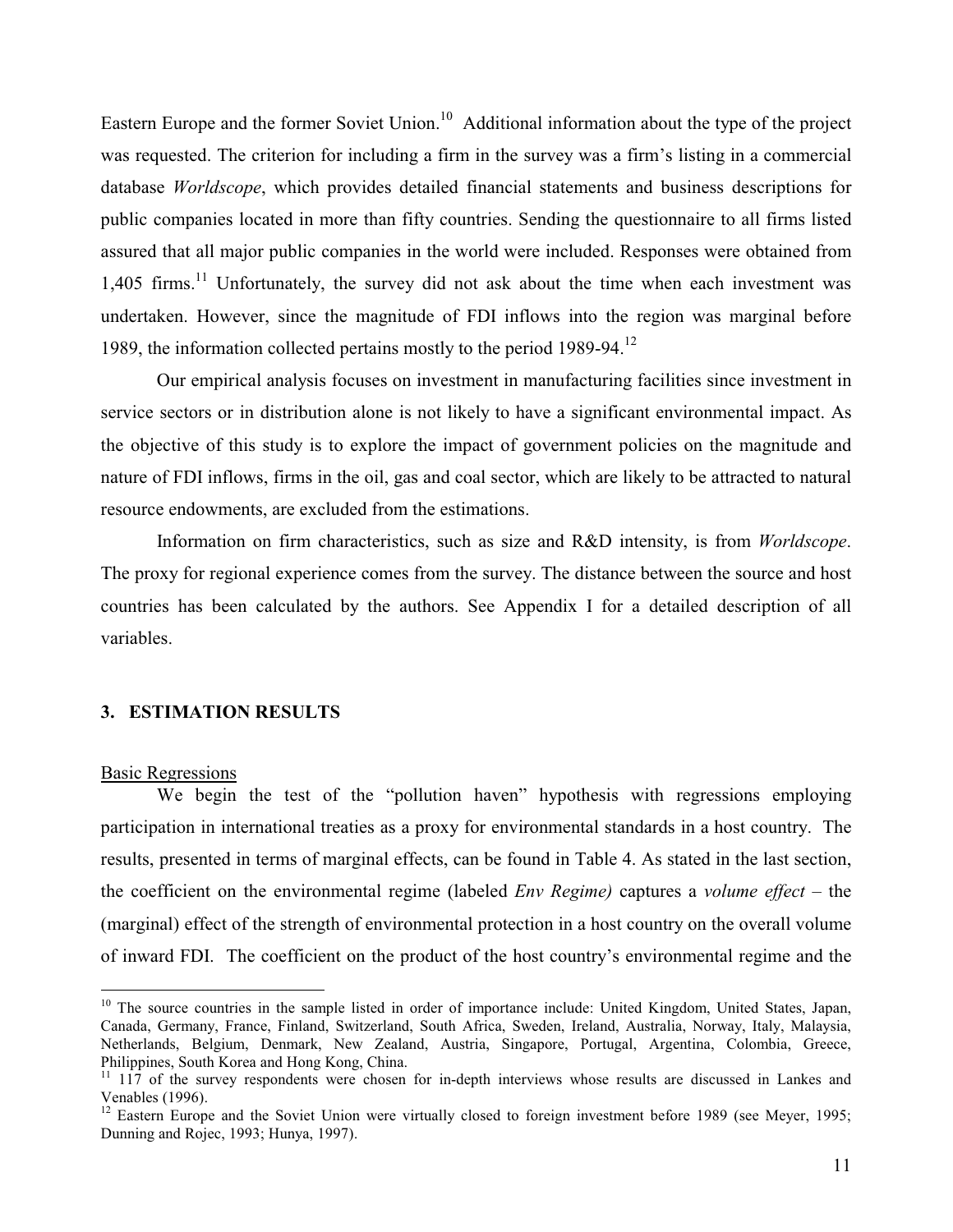Eastern Europe and the former Soviet Union.[10] Additional information about the type of the project was requested. The criterion for including a firm in the survey was a firm's listing in a commercial database *Worldscope*, which provides detailed financial statements and business descriptions for public companies located in more than fifty countries. Sending the questionnaire to all firms listed assured that all major public companies in the world were included. Responses were obtained from 1,405 firms.[11] Unfortunately, the survey did not ask about the time when each investment was undertaken. However, since the magnitude of FDI inflows into the region was marginal before 1989, the information collected pertains mostly to the period 1989-94.[12]

Our empirical analysis focuses on investment in manufacturing facilities since investment in service sectors or in distribution alone is not likely to have a significant environmental impact. As the objective of this study is to explore the impact of government policies on the magnitude and nature of FDI inflows, firms in the oil, gas and coal sector, which are likely to be attracted to natural resource endowments, are excluded from the estimations.

Information on firm characteristics, such as size and R&D intensity, is from *Worldscope*. The proxy for regional experience comes from the survey. The distance between the source and host countries has been calculated by the authors. See Appendix I for a detailed description of all variables.

## 3. ESTIMATION RESULTS

Basic Regressions

We begin the test of the "pollution haven" hypothesis with regressions employing participation in international treaties as a proxy for environmental standards in a host country. The results, presented in terms of marginal effects, can be found in Table 4. As stated in the last section, the coefficient on the environmental regime (labeled *Env Regime)* captures a *volume effect* – the (marginal) effect of the strength of environmental protection in a host country on the overall volume of inward FDI. The coefficient on the product of the host country's environmental regime and the

---

[10] The source countries in the sample listed in order of importance include: United Kingdom, United States, Japan, Canada, Germany, France, Finland, Switzerland, South Africa, Sweden, Ireland, Australia, Norway, Italy, Malaysia, Netherlands, Belgium, Denmark, New Zealand, Austria, Singapore, Portugal, Argentina, Colombia, Greece, Philippines, South Korea and Hong Kong, China.

[11] 117 of the survey respondents were chosen for in-depth interviews whose results are discussed in Lankes and Venables (1996).

[12] Eastern Europe and the Soviet Union were virtually closed to foreign investment before 1989 (see Meyer, 1995; Dunning and Rojec, 1993; Hunya, 1997).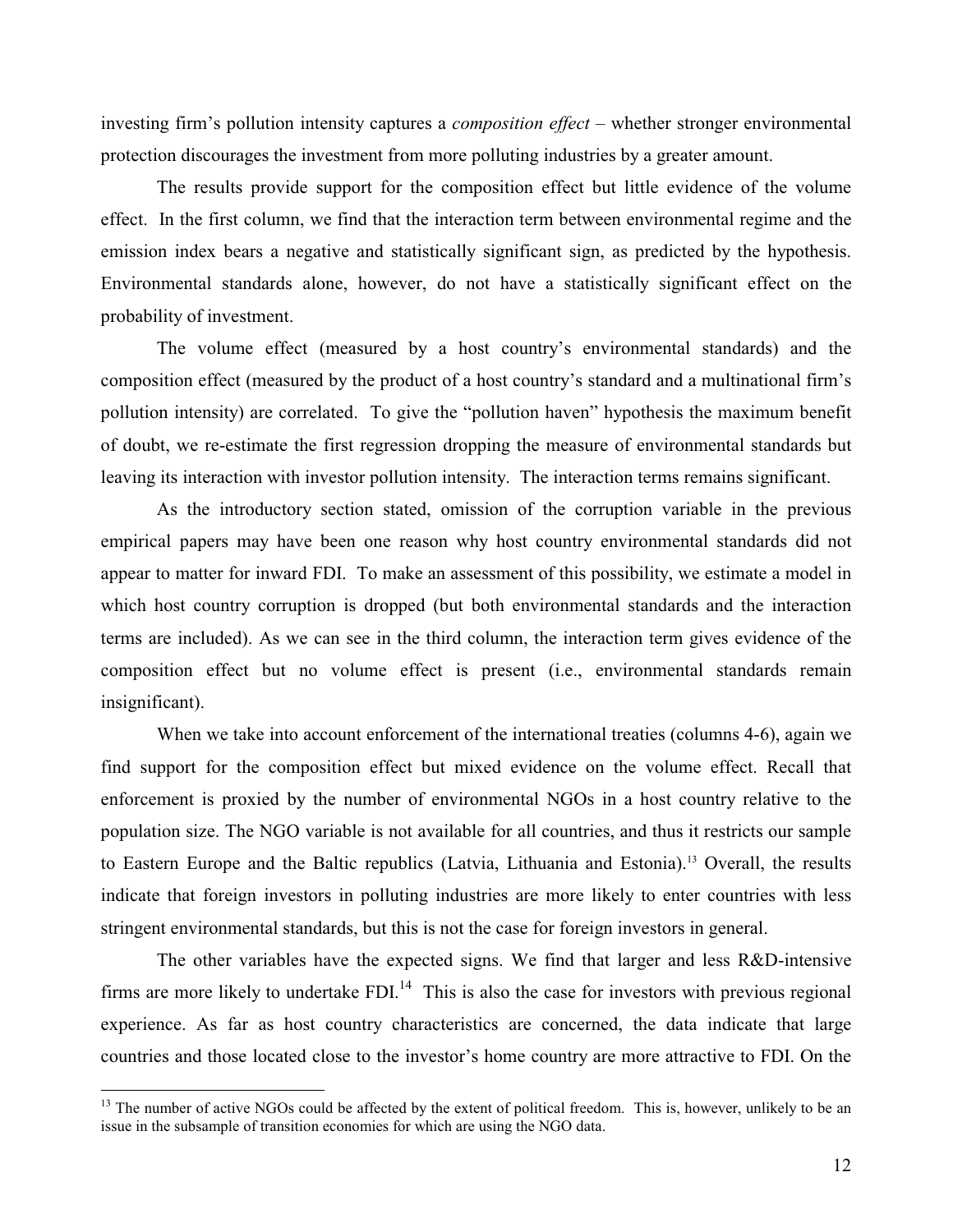investing firm's pollution intensity captures a *composition effect* – whether stronger environmental protection discourages the investment from more polluting industries by a greater amount.

The results provide support for the composition effect but little evidence of the volume effect. In the first column, we find that the interaction term between environmental regime and the emission index bears a negative and statistically significant sign, as predicted by the hypothesis. Environmental standards alone, however, do not have a statistically significant effect on the probability of investment.

The volume effect (measured by a host country's environmental standards) and the composition effect (measured by the product of a host country's standard and a multinational firm's pollution intensity) are correlated. To give the "pollution haven" hypothesis the maximum benefit of doubt, we re-estimate the first regression dropping the measure of environmental standards but leaving its interaction with investor pollution intensity. The interaction terms remains significant.

As the introductory section stated, omission of the corruption variable in the previous empirical papers may have been one reason why host country environmental standards did not appear to matter for inward FDI. To make an assessment of this possibility, we estimate a model in which host country corruption is dropped (but both environmental standards and the interaction terms are included). As we can see in the third column, the interaction term gives evidence of the composition effect but no volume effect is present (i.e., environmental standards remain insignificant).

When we take into account enforcement of the international treaties (columns 4-6), again we find support for the composition effect but mixed evidence on the volume effect. Recall that enforcement is proxied by the number of environmental NGOs in a host country relative to the population size. The NGO variable is not available for all countries, and thus it restricts our sample to Eastern Europe and the Baltic republics (Latvia, Lithuania and Estonia).[13] Overall, the results indicate that foreign investors in polluting industries are more likely to enter countries with less stringent environmental standards, but this is not the case for foreign investors in general.

The other variables have the expected signs. We find that larger and less R&D-intensive firms are more likely to undertake FDI.[14] This is also the case for investors with previous regional experience. As far as host country characteristics are concerned, the data indicate that large countries and those located close to the investor's home country are more attractive to FDI. On the

---

[13] The number of active NGOs could be affected by the extent of political freedom. This is, however, unlikely to be an issue in the subsample of transition economies for which are using the NGO data.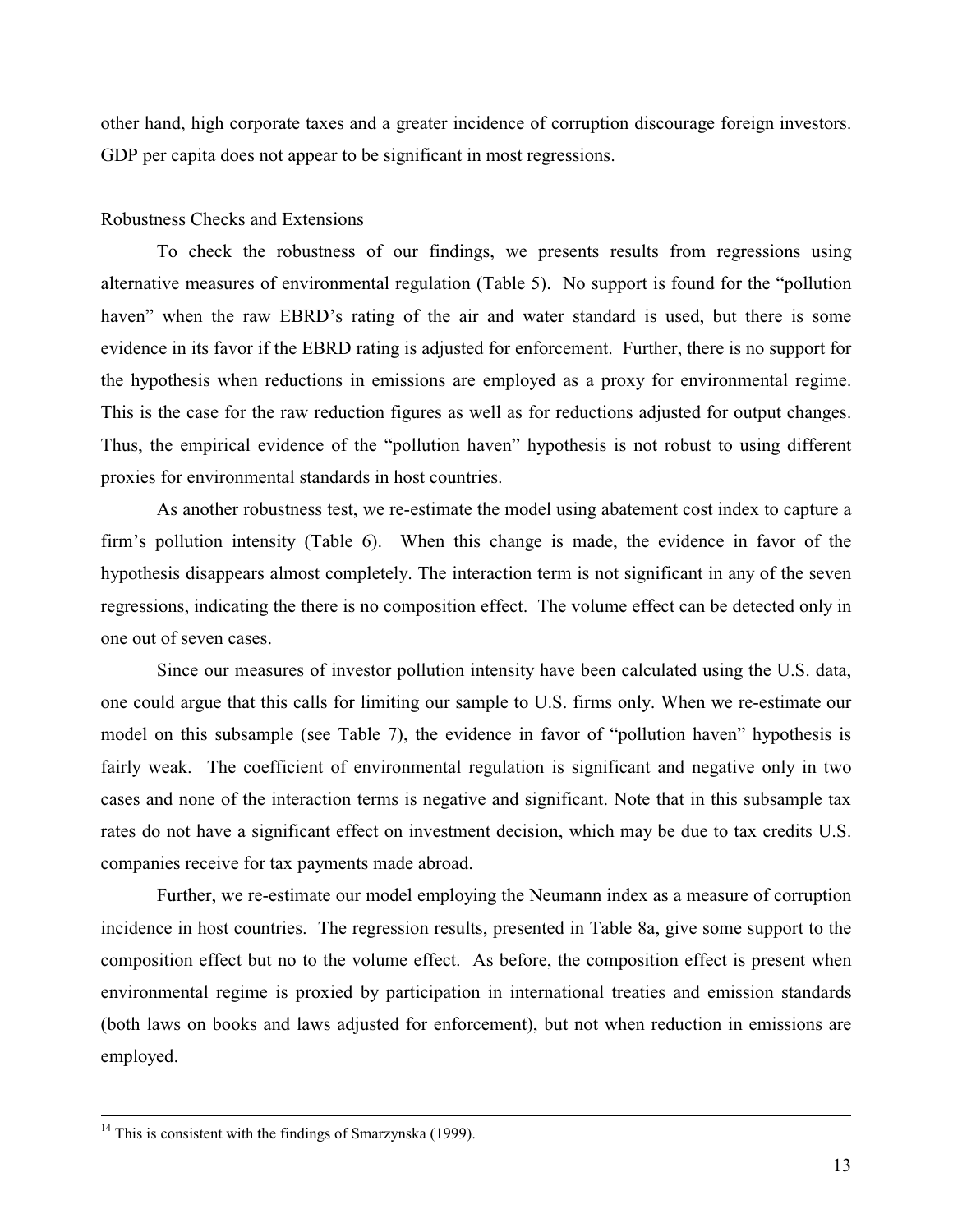other hand, high corporate taxes and a greater incidence of corruption discourage foreign investors. GDP per capita does not appear to be significant in most regressions.

Robustness Checks and Extensions

To check the robustness of our findings, we presents results from regressions using alternative measures of environmental regulation (Table 5). No support is found for the "pollution haven" when the raw EBRD's rating of the air and water standard is used, but there is some evidence in its favor if the EBRD rating is adjusted for enforcement. Further, there is no support for the hypothesis when reductions in emissions are employed as a proxy for environmental regime. This is the case for the raw reduction figures as well as for reductions adjusted for output changes. Thus, the empirical evidence of the "pollution haven" hypothesis is not robust to using different proxies for environmental standards in host countries.

As another robustness test, we re-estimate the model using abatement cost index to capture a firm's pollution intensity (Table 6). When this change is made, the evidence in favor of the hypothesis disappears almost completely. The interaction term is not significant in any of the seven regressions, indicating the there is no composition effect. The volume effect can be detected only in one out of seven cases.

Since our measures of investor pollution intensity have been calculated using the U.S. data, one could argue that this calls for limiting our sample to U.S. firms only. When we re-estimate our model on this subsample (see Table 7), the evidence in favor of "pollution haven" hypothesis is fairly weak. The coefficient of environmental regulation is significant and negative only in two cases and none of the interaction terms is negative and significant. Note that in this subsample tax rates do not have a significant effect on investment decision, which may be due to tax credits U.S. companies receive for tax payments made abroad.

Further, we re-estimate our model employing the Neumann index as a measure of corruption incidence in host countries. The regression results, presented in Table 8a, give some support to the composition effect but no to the volume effect. As before, the composition effect is present when environmental regime is proxied by participation in international treaties and emission standards (both laws on books and laws adjusted for enforcement), but not when reduction in emissions are employed.

---

[14] This is consistent with the findings of Smarzynska (1999).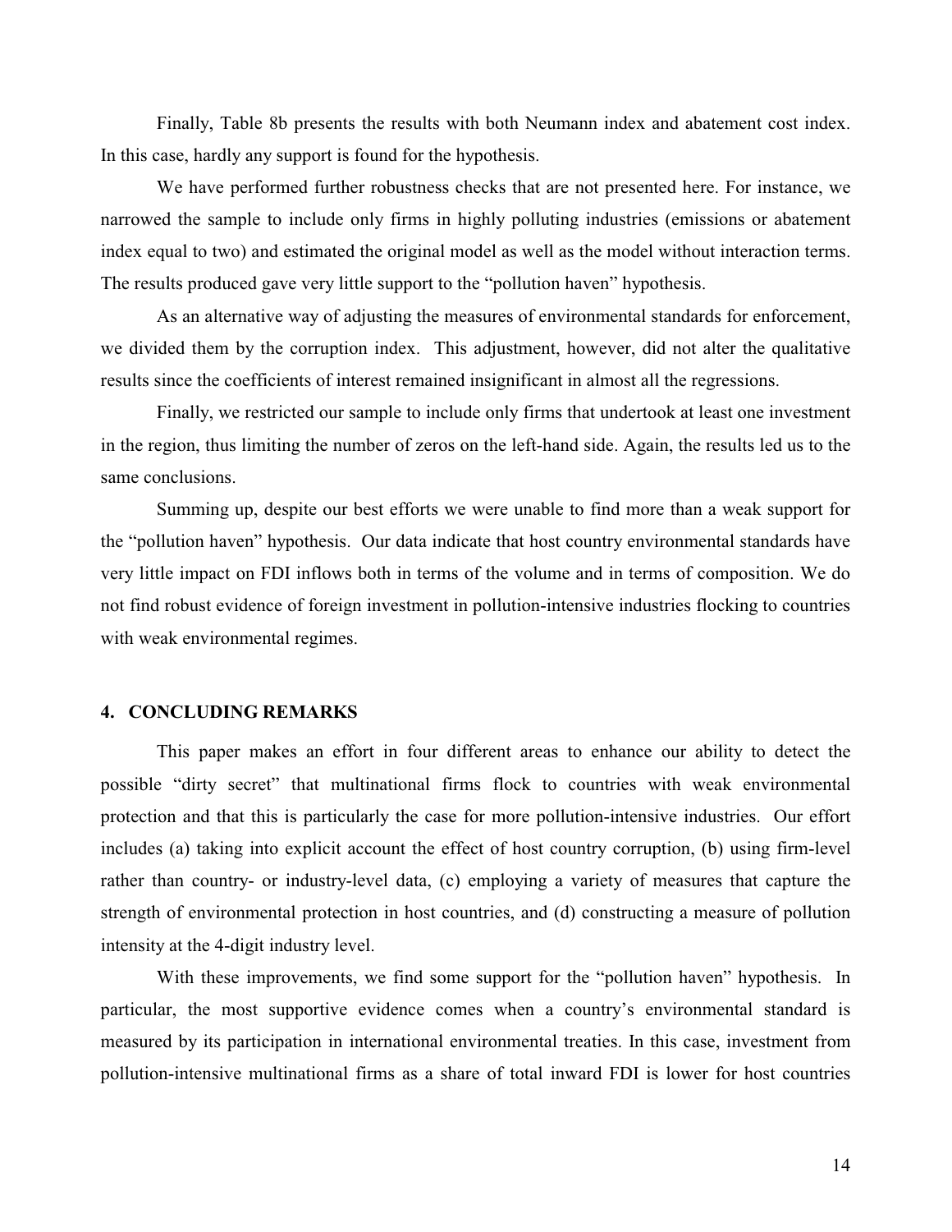Finally, Table 8b presents the results with both Neumann index and abatement cost index. In this case, hardly any support is found for the hypothesis.

We have performed further robustness checks that are not presented here. For instance, we narrowed the sample to include only firms in highly polluting industries (emissions or abatement index equal to two) and estimated the original model as well as the model without interaction terms. The results produced gave very little support to the "pollution haven" hypothesis.

As an alternative way of adjusting the measures of environmental standards for enforcement, we divided them by the corruption index. This adjustment, however, did not alter the qualitative results since the coefficients of interest remained insignificant in almost all the regressions.

Finally, we restricted our sample to include only firms that undertook at least one investment in the region, thus limiting the number of zeros on the left-hand side. Again, the results led us to the same conclusions.

Summing up, despite our best efforts we were unable to find more than a weak support for the "pollution haven" hypothesis. Our data indicate that host country environmental standards have very little impact on FDI inflows both in terms of the volume and in terms of composition. We do not find robust evidence of foreign investment in pollution-intensive industries flocking to countries with weak environmental regimes.

## 4. CONCLUDING REMARKS

This paper makes an effort in four different areas to enhance our ability to detect the possible "dirty secret" that multinational firms flock to countries with weak environmental protection and that this is particularly the case for more pollution-intensive industries. Our effort includes (a) taking into explicit account the effect of host country corruption, (b) using firm-level rather than country- or industry-level data, (c) employing a variety of measures that capture the strength of environmental protection in host countries, and (d) constructing a measure of pollution intensity at the 4-digit industry level.

With these improvements, we find some support for the "pollution haven" hypothesis. In particular, the most supportive evidence comes when a country's environmental standard is measured by its participation in international environmental treaties. In this case, investment from pollution-intensive multinational firms as a share of total inward FDI is lower for host countries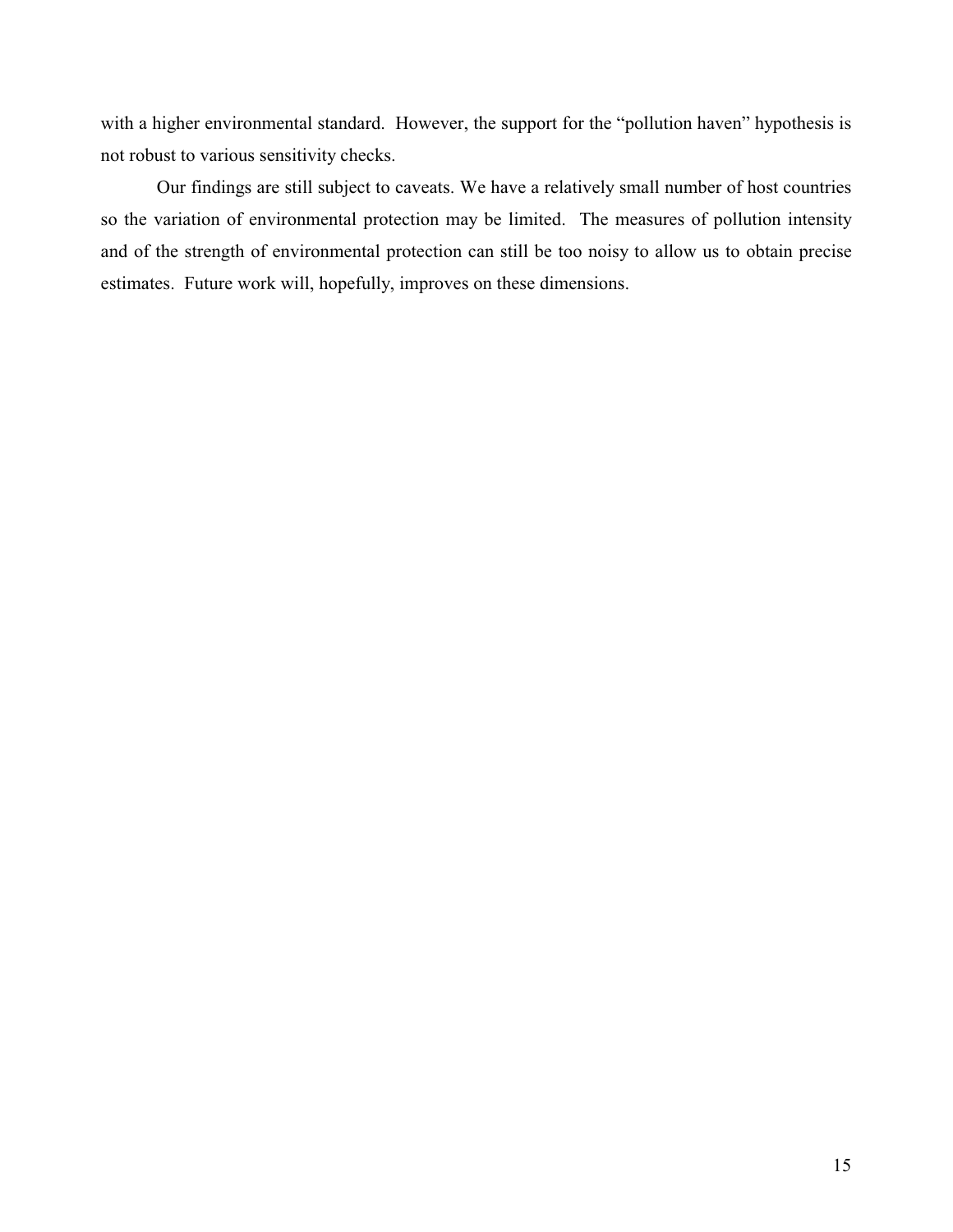with a higher environmental standard.  However, the support for the "pollution haven" hypothesis is not robust to various sensitivity checks.

Our findings are still subject to caveats. We have a relatively small number of host countries so the variation of environmental protection may be limited.  The measures of pollution intensity and of the strength of environmental protection can still be too noisy to allow us to obtain precise estimates.  Future work will, hopefully, improves on these dimensions.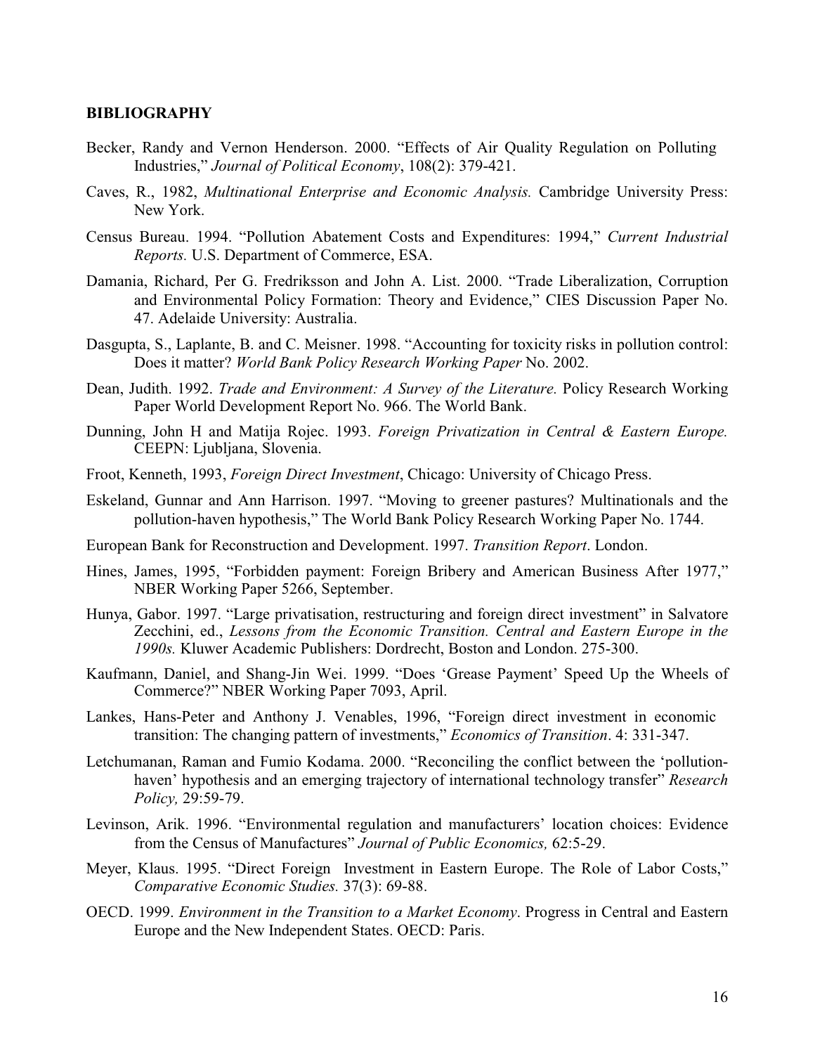## BIBLIOGRAPHY

Becker, Randy and Vernon Henderson. 2000. "Effects of Air Quality Regulation on Polluting Industries," *Journal of Political Economy*, 108(2): 379-421.

Caves, R., 1982, *Multinational Enterprise and Economic Analysis.* Cambridge University Press: New York.

Census Bureau. 1994. "Pollution Abatement Costs and Expenditures: 1994," *Current Industrial Reports.* U.S. Department of Commerce, ESA.

Damania, Richard, Per G. Fredriksson and John A. List. 2000. "Trade Liberalization, Corruption and Environmental Policy Formation: Theory and Evidence," CIES Discussion Paper No. 47. Adelaide University: Australia.

Dasgupta, S., Laplante, B. and C. Meisner. 1998. "Accounting for toxicity risks in pollution control: Does it matter? *World Bank Policy Research Working Paper* No. 2002.

Dean, Judith. 1992. *Trade and Environment: A Survey of the Literature.* Policy Research Working Paper World Development Report No. 966. The World Bank.

Dunning, John H and Matija Rojec. 1993. *Foreign Privatization in Central & Eastern Europe.* CEEPN: Ljubljana, Slovenia.

Froot, Kenneth, 1993, *Foreign Direct Investment*, Chicago: University of Chicago Press.

Eskeland, Gunnar and Ann Harrison. 1997. "Moving to greener pastures? Multinationals and the pollution-haven hypothesis," The World Bank Policy Research Working Paper No. 1744.

European Bank for Reconstruction and Development. 1997. *Transition Report*. London.

Hines, James, 1995, "Forbidden payment: Foreign Bribery and American Business After 1977," NBER Working Paper 5266, September.

Hunya, Gabor. 1997. "Large privatisation, restructuring and foreign direct investment" in Salvatore Zecchini, ed., *Lessons from the Economic Transition. Central and Eastern Europe in the 1990s.* Kluwer Academic Publishers: Dordrecht, Boston and London. 275-300.

Kaufmann, Daniel, and Shang-Jin Wei. 1999. "Does 'Grease Payment' Speed Up the Wheels of Commerce?" NBER Working Paper 7093, April.

Lankes, Hans-Peter and Anthony J. Venables, 1996, "Foreign direct investment in economic transition: The changing pattern of investments," *Economics of Transition*. 4: 331-347.

Letchumanan, Raman and Fumio Kodama. 2000. "Reconciling the conflict between the 'pollution-haven' hypothesis and an emerging trajectory of international technology transfer" *Research Policy,* 29:59-79.

Levinson, Arik. 1996. "Environmental regulation and manufacturers' location choices: Evidence from the Census of Manufactures" *Journal of Public Economics,* 62:5-29.

Meyer, Klaus. 1995. "Direct Foreign Investment in Eastern Europe. The Role of Labor Costs," *Comparative Economic Studies.* 37(3): 69-88.

OECD. 1999. *Environment in the Transition to a Market Economy*. Progress in Central and Eastern Europe and the New Independent States. OECD: Paris.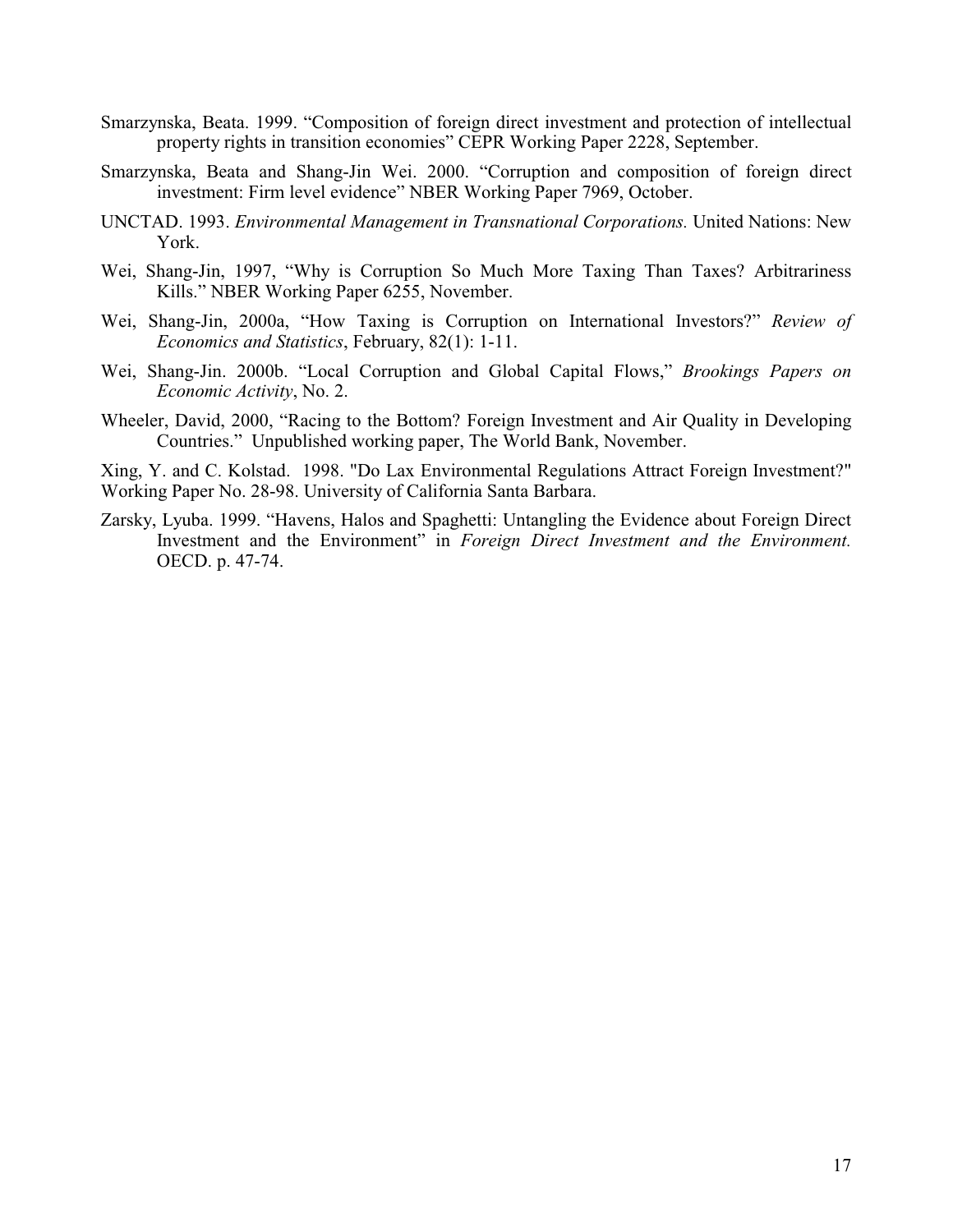Smarzynska, Beata. 1999. "Composition of foreign direct investment and protection of intellectual property rights in transition economies" CEPR Working Paper 2228, September.

Smarzynska, Beata and Shang-Jin Wei. 2000. "Corruption and composition of foreign direct investment: Firm level evidence" NBER Working Paper 7969, October.

UNCTAD. 1993. *Environmental Management in Transnational Corporations.* United Nations: New York.

Wei, Shang-Jin, 1997, "Why is Corruption So Much More Taxing Than Taxes? Arbitrariness Kills." NBER Working Paper 6255, November.

Wei, Shang-Jin, 2000a, "How Taxing is Corruption on International Investors?" *Review of Economics and Statistics*, February, 82(1): 1-11.

Wei, Shang-Jin. 2000b. "Local Corruption and Global Capital Flows," *Brookings Papers on Economic Activity*, No. 2.

Wheeler, David, 2000, "Racing to the Bottom? Foreign Investment and Air Quality in Developing Countries." Unpublished working paper, The World Bank, November.

Xing, Y. and C. Kolstad. 1998. "Do Lax Environmental Regulations Attract Foreign Investment?" Working Paper No. 28-98. University of California Santa Barbara.

Zarsky, Lyuba. 1999. "Havens, Halos and Spaghetti: Untangling the Evidence about Foreign Direct Investment and the Environment" in *Foreign Direct Investment and the Environment.* OECD. p. 47-74.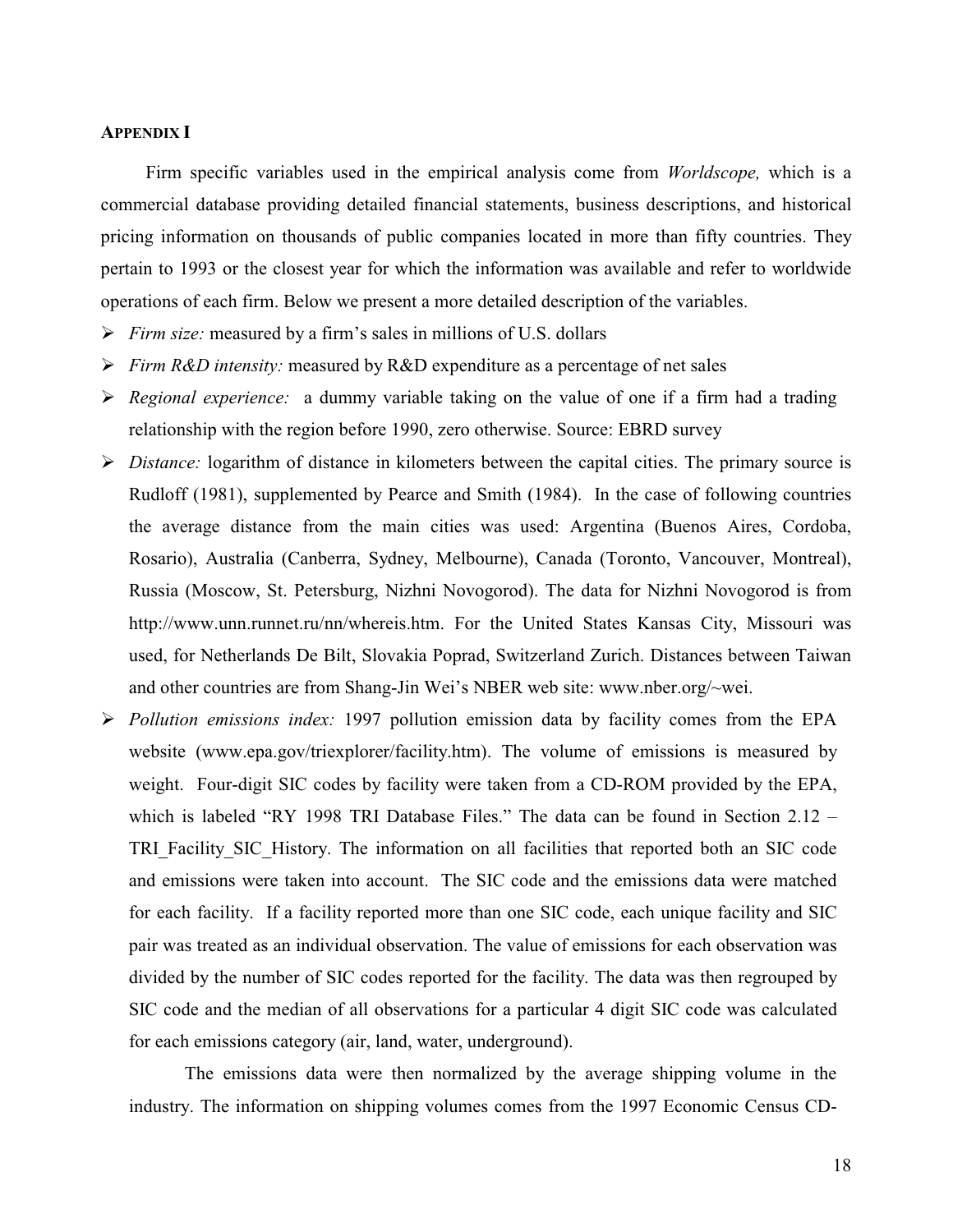## APPENDIX I

Firm specific variables used in the empirical analysis come from *Worldscope,* which is a commercial database providing detailed financial statements, business descriptions, and historical pricing information on thousands of public companies located in more than fifty countries. They pertain to 1993 or the closest year for which the information was available and refer to worldwide operations of each firm. Below we present a more detailed description of the variables.

- *Firm size:* measured by a firm's sales in millions of U.S. dollars
- *Firm R&D intensity:* measured by R&D expenditure as a percentage of net sales
- *Regional experience:* a dummy variable taking on the value of one if a firm had a trading relationship with the region before 1990, zero otherwise. Source: EBRD survey
- *Distance:* logarithm of distance in kilometers between the capital cities. The primary source is Rudloff (1981), supplemented by Pearce and Smith (1984). In the case of following countries the average distance from the main cities was used: Argentina (Buenos Aires, Cordoba, Rosario), Australia (Canberra, Sydney, Melbourne), Canada (Toronto, Vancouver, Montreal), Russia (Moscow, St. Petersburg, Nizhni Novogorod). The data for Nizhni Novogorod is from http://www.unn.runnet.ru/nn/whereis.htm. For the United States Kansas City, Missouri was used, for Netherlands De Bilt, Slovakia Poprad, Switzerland Zurich. Distances between Taiwan and other countries are from Shang-Jin Wei's NBER web site: www.nber.org/~wei.
- *Pollution emissions index:* 1997 pollution emission data by facility comes from the EPA website (www.epa.gov/triexplorer/facility.htm). The volume of emissions is measured by weight. Four-digit SIC codes by facility were taken from a CD-ROM provided by the EPA, which is labeled "RY 1998 TRI Database Files." The data can be found in Section 2.12 – TRI_Facility_SIC_History. The information on all facilities that reported both an SIC code and emissions were taken into account. The SIC code and the emissions data were matched for each facility. If a facility reported more than one SIC code, each unique facility and SIC pair was treated as an individual observation. The value of emissions for each observation was divided by the number of SIC codes reported for the facility. The data was then regrouped by SIC code and the median of all observations for a particular 4 digit SIC code was calculated for each emissions category (air, land, water, underground).

  The emissions data were then normalized by the average shipping volume in the industry. The information on shipping volumes comes from the 1997 Economic Census CD-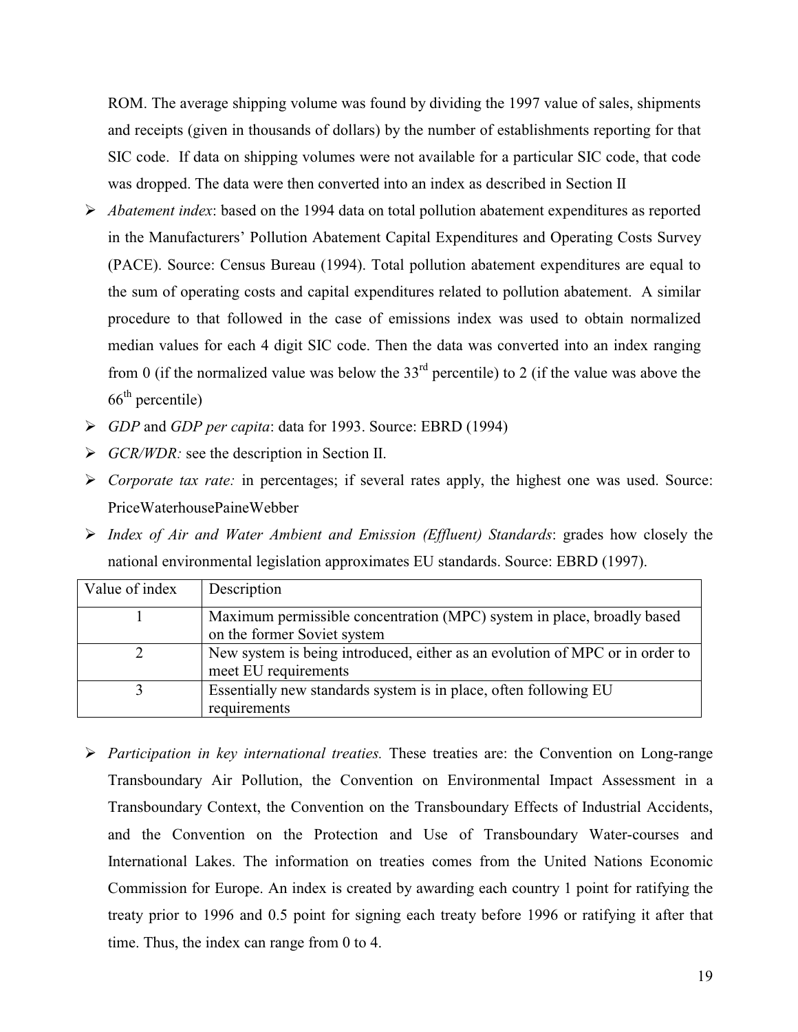ROM. The average shipping volume was found by dividing the 1997 value of sales, shipments and receipts (given in thousands of dollars) by the number of establishments reporting for that SIC code. If data on shipping volumes were not available for a particular SIC code, that code was dropped. The data were then converted into an index as described in Section II

- *Abatement index*: based on the 1994 data on total pollution abatement expenditures as reported in the Manufacturers' Pollution Abatement Capital Expenditures and Operating Costs Survey (PACE). Source: Census Bureau (1994). Total pollution abatement expenditures are equal to the sum of operating costs and capital expenditures related to pollution abatement. A similar procedure to that followed in the case of emissions index was used to obtain normalized median values for each 4 digit SIC code. Then the data was converted into an index ranging from 0 (if the normalized value was below the 33rd percentile) to 2 (if the value was above the 66th percentile)
- *GDP* and *GDP per capita*: data for 1993. Source: EBRD (1994)
- *GCR/WDR:* see the description in Section II.
- *Corporate tax rate:* in percentages; if several rates apply, the highest one was used. Source: PriceWaterhousePaineWebber
- *Index of Air and Water Ambient and Emission (Effluent) Standards*: grades how closely the national environmental legislation approximates EU standards. Source: EBRD (1997).

| Value of index | Description |
|---|---|
| 1 | Maximum permissible concentration (MPC) system in place, broadly based on the former Soviet system |
| 2 | New system is being introduced, either as an evolution of MPC or in order to meet EU requirements |
| 3 | Essentially new standards system is in place, often following EU requirements |

- *Participation in key international treaties.* These treaties are: the Convention on Long-range Transboundary Air Pollution, the Convention on Environmental Impact Assessment in a Transboundary Context, the Convention on the Transboundary Effects of Industrial Accidents, and the Convention on the Protection and Use of Transboundary Water-courses and International Lakes. The information on treaties comes from the United Nations Economic Commission for Europe. An index is created by awarding each country 1 point for ratifying the treaty prior to 1996 and 0.5 point for signing each treaty before 1996 or ratifying it after that time. Thus, the index can range from 0 to 4.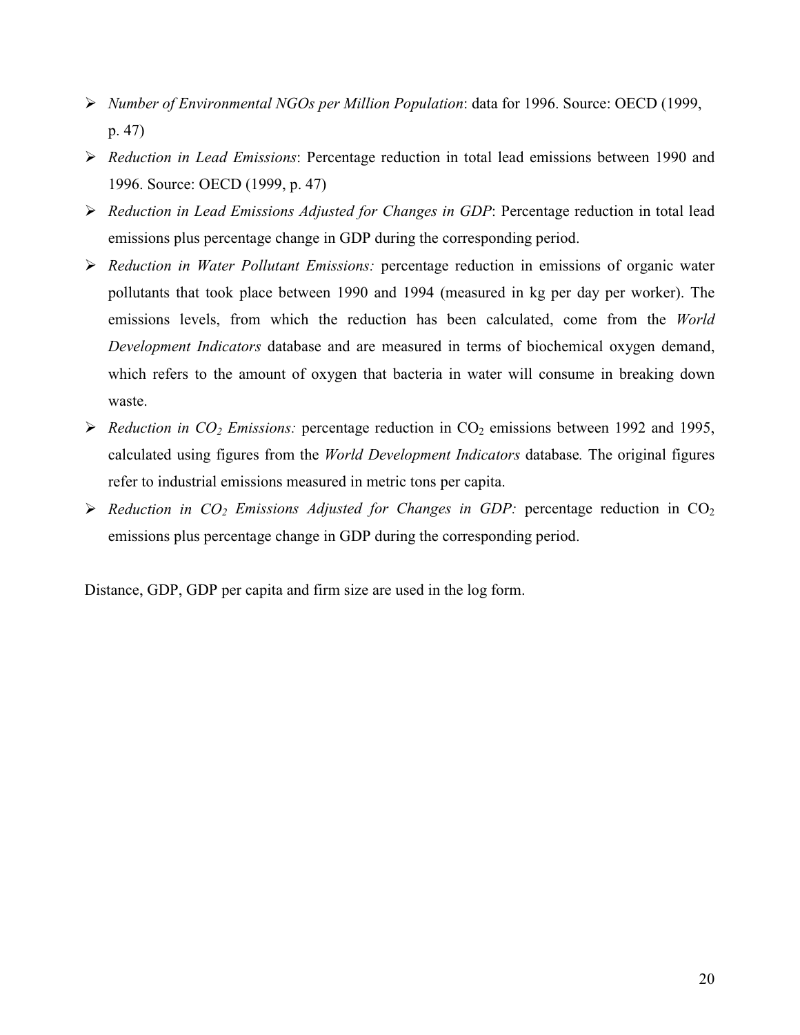- *Number of Environmental NGOs per Million Population*: data for 1996. Source: OECD (1999, p. 47)
- *Reduction in Lead Emissions*: Percentage reduction in total lead emissions between 1990 and 1996. Source: OECD (1999, p. 47)
- *Reduction in Lead Emissions Adjusted for Changes in GDP*: Percentage reduction in total lead emissions plus percentage change in GDP during the corresponding period.
- *Reduction in Water Pollutant Emissions:* percentage reduction in emissions of organic water pollutants that took place between 1990 and 1994 (measured in kg per day per worker). The emissions levels, from which the reduction has been calculated, come from the *World Development Indicators* database and are measured in terms of biochemical oxygen demand, which refers to the amount of oxygen that bacteria in water will consume in breaking down waste.
- *Reduction in $CO_2$ Emissions:* percentage reduction in $CO_2$ emissions between 1992 and 1995, calculated using figures from the *World Development Indicators* database*.* The original figures refer to industrial emissions measured in metric tons per capita.
- *Reduction in $CO_2$ Emissions Adjusted for Changes in GDP:* percentage reduction in $CO_2$ emissions plus percentage change in GDP during the corresponding period.

Distance, GDP, GDP per capita and firm size are used in the log form.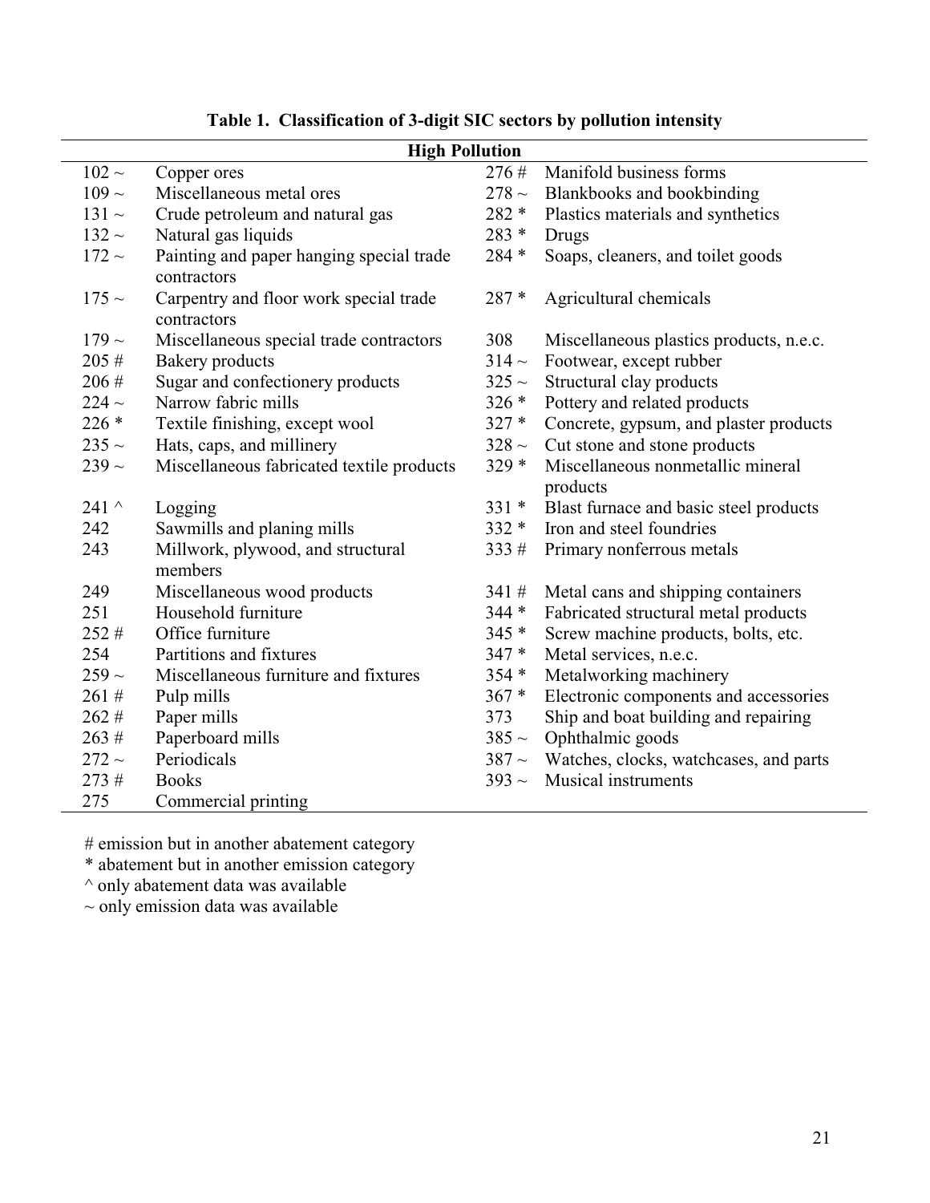**Table 1. Classification of 3-digit SIC sectors by pollution intensity**

| High Pollution | | | |
|---|---|---|---|
| 102 ~ | Copper ores | 276 # | Manifold business forms |
| 109 ~ | Miscellaneous metal ores | 278 ~ | Blankbooks and bookbinding |
| 131 ~ | Crude petroleum and natural gas | 282 * | Plastics materials and synthetics |
| 132 ~ | Natural gas liquids | 283 * | Drugs |
| 172 ~ | Painting and paper hanging special trade contractors | 284 * | Soaps, cleaners, and toilet goods |
| 175 ~ | Carpentry and floor work special trade contractors | 287 * | Agricultural chemicals |
| 179 ~ | Miscellaneous special trade contractors | 308 | Miscellaneous plastics products, n.e.c. |
| 205 # | Bakery products | 314 ~ | Footwear, except rubber |
| 206 # | Sugar and confectionery products | 325 ~ | Structural clay products |
| 224 ~ | Narrow fabric mills | 326 * | Pottery and related products |
| 226 * | Textile finishing, except wool | 327 * | Concrete, gypsum, and plaster products |
| 235 ~ | Hats, caps, and millinery | 328 ~ | Cut stone and stone products |
| 239 ~ | Miscellaneous fabricated textile products | 329 * | Miscellaneous nonmetallic mineral products |
| 241 ^ | Logging | 331 * | Blast furnace and basic steel products |
| 242 | Sawmills and planing mills | 332 * | Iron and steel foundries |
| 243 | Millwork, plywood, and structural members | 333 # | Primary nonferrous metals |
| 249 | Miscellaneous wood products | 341 # | Metal cans and shipping containers |
| 251 | Household furniture | 344 * | Fabricated structural metal products |
| 252 # | Office furniture | 345 * | Screw machine products, bolts, etc. |
| 254 | Partitions and fixtures | 347 * | Metal services, n.e.c. |
| 259 ~ | Miscellaneous furniture and fixtures | 354 * | Metalworking machinery |
| 261 # | Pulp mills | 367 * | Electronic components and accessories |
| 262 # | Paper mills | 373 | Ship and boat building and repairing |
| 263 # | Paperboard mills | 385 ~ | Ophthalmic goods |
| 272 ~ | Periodicals | 387 ~ | Watches, clocks, watchcases, and parts |
| 273 # | Books | 393 ~ | Musical instruments |
| 275 | Commercial printing | | |

\# emission but in another abatement category
\* abatement but in another emission category
^ only abatement data was available
~ only emission data was available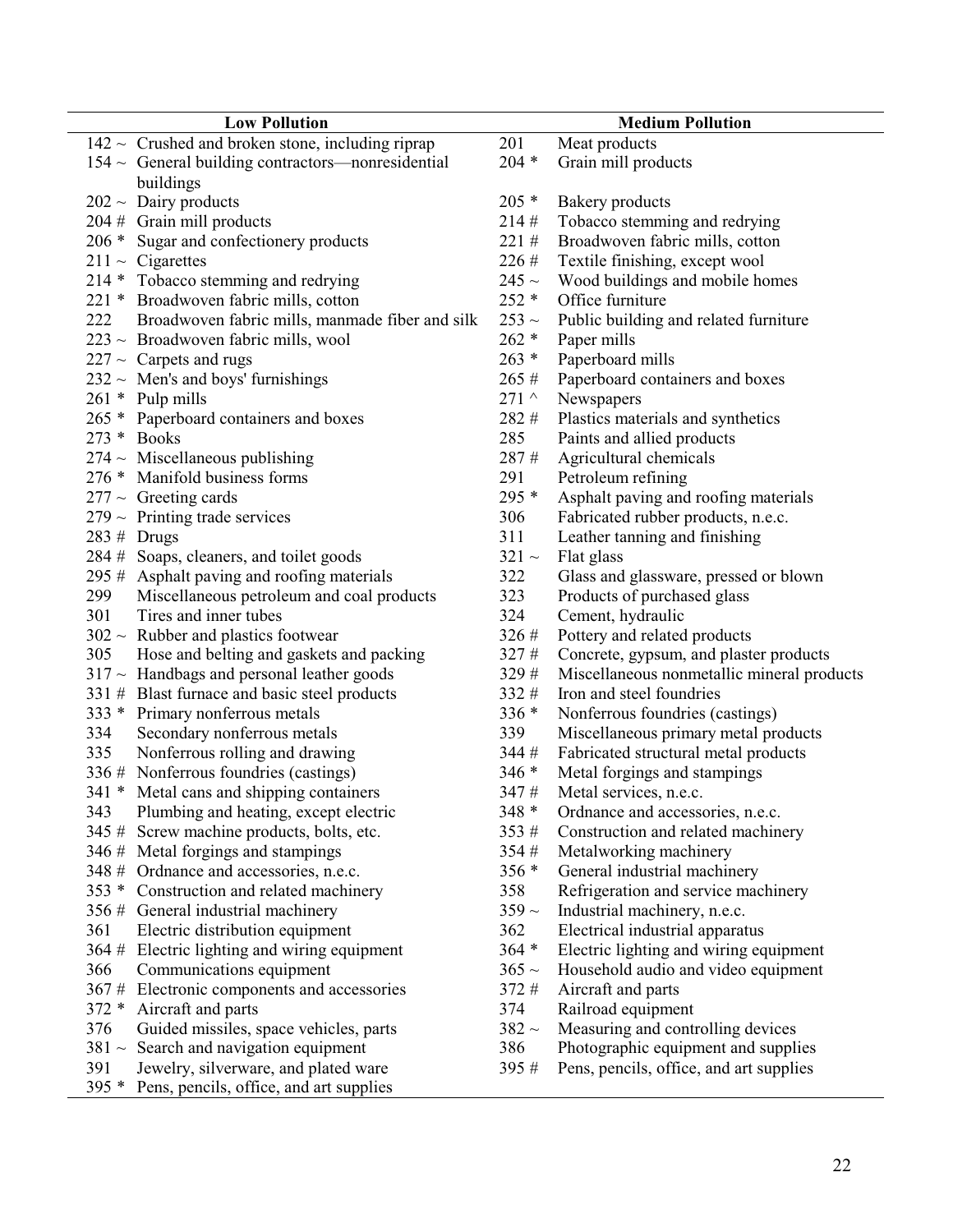| Low Pollution | | Medium Pollution | |
|---|---|---|---|
| 142 ~ | Crushed and broken stone, including riprap | 201 | Meat products |
| 154 ~ | General building contractors—nonresidential buildings | 204 * | Grain mill products |
| 202 ~ | Dairy products | 205 * | Bakery products |
| 204 # | Grain mill products | 214 # | Tobacco stemming and redrying |
| 206 * | Sugar and confectionery products | 221 # | Broadwoven fabric mills, cotton |
| 211 ~ | Cigarettes | 226 # | Textile finishing, except wool |
| 214 * | Tobacco stemming and redrying | 245 ~ | Wood buildings and mobile homes |
| 221 * | Broadwoven fabric mills, cotton | 252 * | Office furniture |
| 222 | Broadwoven fabric mills, manmade fiber and silk | 253 ~ | Public building and related furniture |
| 223 ~ | Broadwoven fabric mills, wool | 262 * | Paper mills |
| 227 ~ | Carpets and rugs | 263 * | Paperboard mills |
| 232 ~ | Men's and boys' furnishings | 265 # | Paperboard containers and boxes |
| 261 * | Pulp mills | 271 ^ | Newspapers |
| 265 * | Paperboard containers and boxes | 282 # | Plastics materials and synthetics |
| 273 * | Books | 285 | Paints and allied products |
| 274 ~ | Miscellaneous publishing | 287 # | Agricultural chemicals |
| 276 * | Manifold business forms | 291 | Petroleum refining |
| 277 ~ | Greeting cards | 295 * | Asphalt paving and roofing materials |
| 279 ~ | Printing trade services | 306 | Fabricated rubber products, n.e.c. |
| 283 # | Drugs | 311 | Leather tanning and finishing |
| 284 # | Soaps, cleaners, and toilet goods | 321 ~ | Flat glass |
| 295 # | Asphalt paving and roofing materials | 322 | Glass and glassware, pressed or blown |
| 299 | Miscellaneous petroleum and coal products | 323 | Products of purchased glass |
| 301 | Tires and inner tubes | 324 | Cement, hydraulic |
| 302 ~ | Rubber and plastics footwear | 326 # | Pottery and related products |
| 305 | Hose and belting and gaskets and packing | 327 # | Concrete, gypsum, and plaster products |
| 317 ~ | Handbags and personal leather goods | 329 # | Miscellaneous nonmetallic mineral products |
| 331 # | Blast furnace and basic steel products | 332 # | Iron and steel foundries |
| 333 * | Primary nonferrous metals | 336 * | Nonferrous foundries (castings) |
| 334 | Secondary nonferrous metals | 339 | Miscellaneous primary metal products |
| 335 | Nonferrous rolling and drawing | 344 # | Fabricated structural metal products |
| 336 # | Nonferrous foundries (castings) | 346 * | Metal forgings and stampings |
| 341 * | Metal cans and shipping containers | 347 # | Metal services, n.e.c. |
| 343 | Plumbing and heating, except electric | 348 * | Ordnance and accessories, n.e.c. |
| 345 # | Screw machine products, bolts, etc. | 353 # | Construction and related machinery |
| 346 # | Metal forgings and stampings | 354 # | Metalworking machinery |
| 348 # | Ordnance and accessories, n.e.c. | 356 * | General industrial machinery |
| 353 * | Construction and related machinery | 358 | Refrigeration and service machinery |
| 356 # | General industrial machinery | 359 ~ | Industrial machinery, n.e.c. |
| 361 | Electric distribution equipment | 362 | Electrical industrial apparatus |
| 364 # | Electric lighting and wiring equipment | 364 * | Electric lighting and wiring equipment |
| 366 | Communications equipment | 365 ~ | Household audio and video equipment |
| 367 # | Electronic components and accessories | 372 # | Aircraft and parts |
| 372 * | Aircraft and parts | 374 | Railroad equipment |
| 376 | Guided missiles, space vehicles, parts | 382 ~ | Measuring and controlling devices |
| 381 ~ | Search and navigation equipment | 386 | Photographic equipment and supplies |
| 391 | Jewelry, silverware, and plated ware | 395 # | Pens, pencils, office, and art supplies |
| 395 * | Pens, pencils, office, and art supplies | | |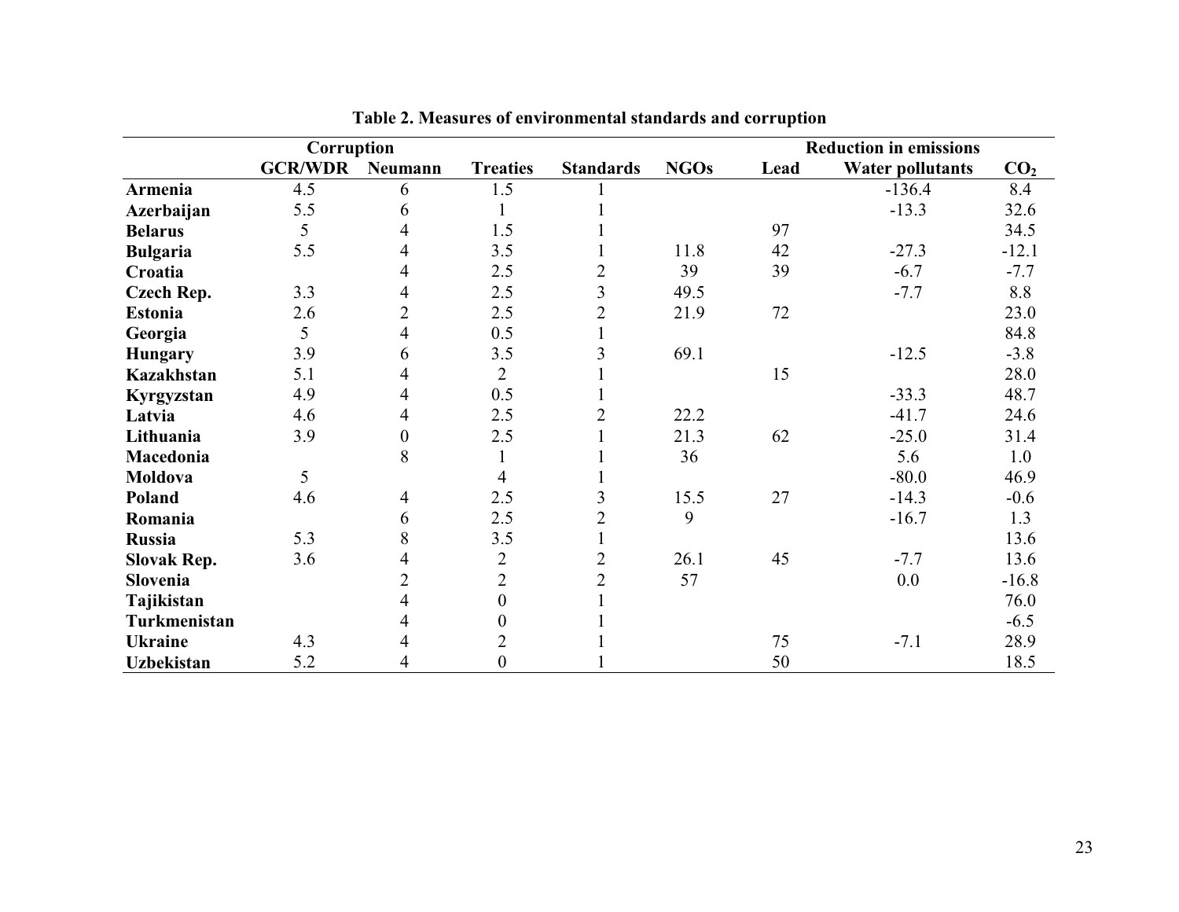**Table 2. Measures of environmental standards and corruption**

| | Corruption | | | | | Reduction in emissions | | |
|---|---|---|---|---|---|---|---|---|
| | GCR/WDR | Neumann | Treaties | Standards | NGOs | Lead | Water pollutants | $CO_2$ |
| **Armenia** | 4.5 | 6 | 1.5 | 1 | | | -136.4 | 8.4 |
| **Azerbaijan** | 5.5 | 6 | 1 | 1 | | | -13.3 | 32.6 |
| **Belarus** | 5 | 4 | 1.5 | 1 | | 97 | | 34.5 |
| **Bulgaria** | 5.5 | 4 | 3.5 | 1 | 11.8 | 42 | -27.3 | -12.1 |
| **Croatia** | | 4 | 2.5 | 2 | 39 | 39 | -6.7 | -7.7 |
| **Czech Rep.** | 3.3 | 4 | 2.5 | 3 | 49.5 | | -7.7 | 8.8 |
| **Estonia** | 2.6 | 2 | 2.5 | 2 | 21.9 | 72 | | 23.0 |
| **Georgia** | 5 | 4 | 0.5 | 1 | | | | 84.8 |
| **Hungary** | 3.9 | 6 | 3.5 | 3 | 69.1 | | -12.5 | -3.8 |
| **Kazakhstan** | 5.1 | 4 | 2 | 1 | | 15 | | 28.0 |
| **Kyrgyzstan** | 4.9 | 4 | 0.5 | 1 | | | -33.3 | 48.7 |
| **Latvia** | 4.6 | 4 | 2.5 | 2 | 22.2 | | -41.7 | 24.6 |
| **Lithuania** | 3.9 | 0 | 2.5 | 1 | 21.3 | 62 | -25.0 | 31.4 |
| **Macedonia** | | 8 | 1 | 1 | 36 | | 5.6 | 1.0 |
| **Moldova** | 5 | | 4 | 1 | | | -80.0 | 46.9 |
| **Poland** | 4.6 | 4 | 2.5 | 3 | 15.5 | 27 | -14.3 | -0.6 |
| **Romania** | | 6 | 2.5 | 2 | 9 | | -16.7 | 1.3 |
| **Russia** | 5.3 | 8 | 3.5 | 1 | | | | 13.6 |
| **Slovak Rep.** | 3.6 | 4 | 2 | 2 | 26.1 | 45 | -7.7 | 13.6 |
| **Slovenia** | | 2 | 2 | 2 | 57 | | 0.0 | -16.8 |
| **Tajikistan** | | 4 | 0 | 1 | | | | 76.0 |
| **Turkmenistan** | | 4 | 0 | 1 | | | | -6.5 |
| **Ukraine** | 4.3 | 4 | 2 | 1 | | 75 | -7.1 | 28.9 |
| **Uzbekistan** | 5.2 | 4 | 0 | 1 | | 50 | | 18.5 |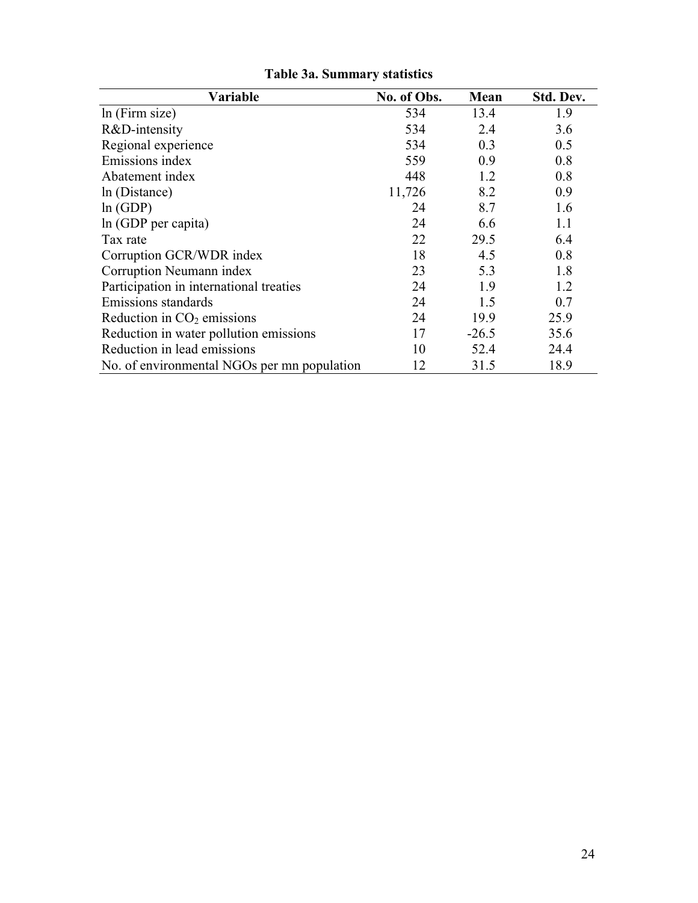**Table 3a. Summary statistics**

| Variable | No. of Obs. | Mean | Std. Dev. |
|---|---|---|---|
| ln (Firm size) | 534 | 13.4 | 1.9 |
| R&D-intensity | 534 | 2.4 | 3.6 |
| Regional experience | 534 | 0.3 | 0.5 |
| Emissions index | 559 | 0.9 | 0.8 |
| Abatement index | 448 | 1.2 | 0.8 |
| ln (Distance) | 11,726 | 8.2 | 0.9 |
| ln (GDP) | 24 | 8.7 | 1.6 |
| ln (GDP per capita) | 24 | 6.6 | 1.1 |
| Tax rate | 22 | 29.5 | 6.4 |
| Corruption GCR/WDR index | 18 | 4.5 | 0.8 |
| Corruption Neumann index | 23 | 5.3 | 1.8 |
| Participation in international treaties | 24 | 1.9 | 1.2 |
| Emissions standards | 24 | 1.5 | 0.7 |
| Reduction in $CO_2$ emissions | 24 | 19.9 | 25.9 |
| Reduction in water pollution emissions | 17 | -26.5 | 35.6 |
| Reduction in lead emissions | 10 | 52.4 | 24.4 |
| No. of environmental NGOs per mn population | 12 | 31.5 | 18.9 |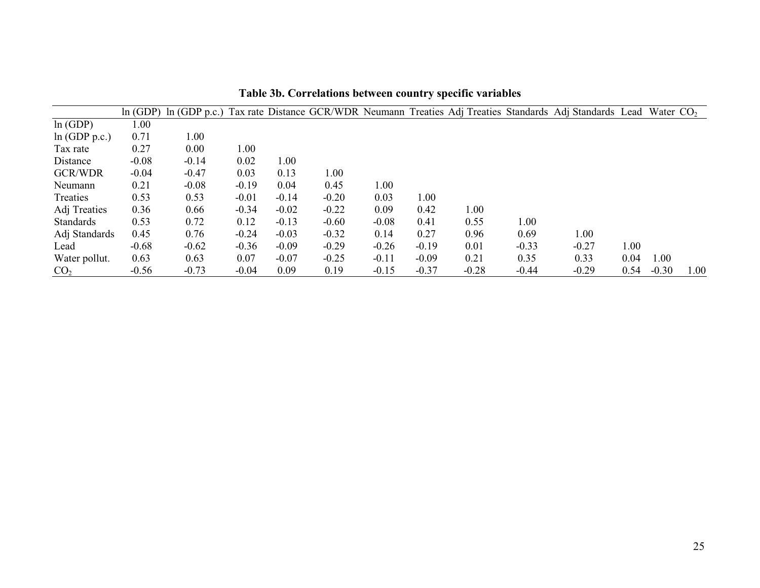**Table 3b. Correlations between country specific variables**

| | ln (GDP) | ln (GDP p.c.) | Tax rate | Distance | GCR/WDR | Neumann | Treaties | Adj Treaties | Standards | Adj Standards | Lead | Water | $CO_2$ |
|---|---|---|---|---|---|---|---|---|---|---|---|---|---|
| ln (GDP) | 1.00 | | | | | | | | | | | | |
| ln (GDP p.c.) | 0.71 | 1.00 | | | | | | | | | | | |
| Tax rate | 0.27 | 0.00 | 1.00 | | | | | | | | | | |
| Distance | -0.08 | -0.14 | 0.02 | 1.00 | | | | | | | | | |
| GCR/WDR | -0.04 | -0.47 | 0.03 | 0.13 | 1.00 | | | | | | | | |
| Neumann | 0.21 | -0.08 | -0.19 | 0.04 | 0.45 | 1.00 | | | | | | | |
| Treaties | 0.53 | 0.53 | -0.01 | -0.14 | -0.20 | 0.03 | 1.00 | | | | | | |
| Adj Treaties | 0.36 | 0.66 | -0.34 | -0.02 | -0.22 | 0.09 | 0.42 | 1.00 | | | | | |
| Standards | 0.53 | 0.72 | 0.12 | -0.13 | -0.60 | -0.08 | 0.41 | 0.55 | 1.00 | | | | |
| Adj Standards | 0.45 | 0.76 | -0.24 | -0.03 | -0.32 | 0.14 | 0.27 | 0.96 | 0.69 | 1.00 | | | |
| Lead | -0.68 | -0.62 | -0.36 | -0.09 | -0.29 | -0.26 | -0.19 | 0.01 | -0.33 | -0.27 | 1.00 | | |
| Water pollut. | 0.63 | 0.63 | 0.07 | -0.07 | -0.25 | -0.11 | -0.09 | 0.21 | 0.35 | 0.33 | 0.04 | 1.00 | |
| $CO_2$ | -0.56 | -0.73 | -0.04 | 0.09 | 0.19 | -0.15 | -0.37 | -0.28 | -0.44 | -0.29 | 0.54 | -0.30 | 1.00 |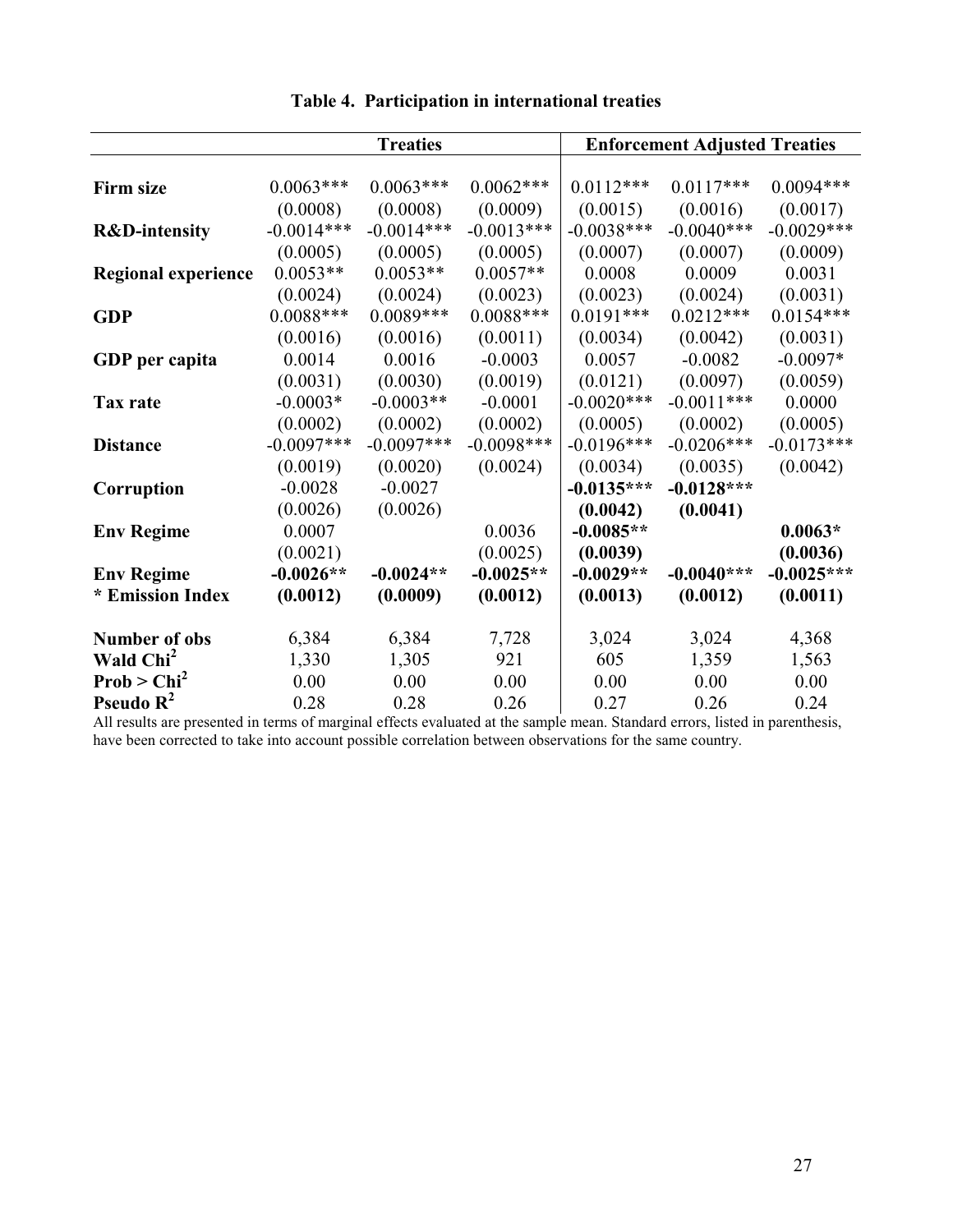**Table 4. Participation in international treaties**

| | Treaties | | | Enforcement Adjusted Treaties | | |
|---|---|---|---|---|---|---|
| **Firm size** | 0.0063*** | 0.0063*** | 0.0062*** | 0.0112*** | 0.0117*** | 0.0094*** |
| | (0.0008) | (0.0008) | (0.0009) | (0.0015) | (0.0016) | (0.0017) |
| **R&D-intensity** | -0.0014*** | -0.0014*** | -0.0013*** | -0.0038*** | -0.0040*** | -0.0029*** |
| | (0.0005) | (0.0005) | (0.0005) | (0.0007) | (0.0007) | (0.0009) |
| **Regional experience** | 0.0053** | 0.0053** | 0.0057** | 0.0008 | 0.0009 | 0.0031 |
| | (0.0024) | (0.0024) | (0.0023) | (0.0023) | (0.0024) | (0.0031) |
| **GDP** | 0.0088*** | 0.0089*** | 0.0088*** | 0.0191*** | 0.0212*** | 0.0154*** |
| | (0.0016) | (0.0016) | (0.0011) | (0.0034) | (0.0042) | (0.0031) |
| **GDP per capita** | 0.0014 | 0.0016 | -0.0003 | 0.0057 | -0.0082 | -0.0097* |
| | (0.0031) | (0.0030) | (0.0019) | (0.0121) | (0.0097) | (0.0059) |
| **Tax rate** | -0.0003* | -0.0003** | -0.0001 | -0.0020*** | -0.0011*** | 0.0000 |
| | (0.0002) | (0.0002) | (0.0002) | (0.0005) | (0.0002) | (0.0005) |
| **Distance** | -0.0097*** | -0.0097*** | -0.0098*** | -0.0196*** | -0.0206*** | -0.0173*** |
| | (0.0019) | (0.0020) | (0.0024) | (0.0034) | (0.0035) | (0.0042) |
| **Corruption** | -0.0028 | -0.0027 | | **-0.0135*** ** | **-0.0128*** ** | |
| | (0.0026) | (0.0026) | | **(0.0042)** | **(0.0041)** | |
| **Env Regime** | 0.0007 | | 0.0036 | **-0.0085** ** | | **0.0063*** |
| | (0.0021) | | (0.0025) | **(0.0039)** | | **(0.0036)** |
| **Env Regime * Emission Index** | **-0.0026** ** | **-0.0024** ** | **-0.0025** ** | **-0.0029** ** | **-0.0040*** ** | **-0.0025*** ** |
| | **(0.0012)** | **(0.0009)** | **(0.0012)** | **(0.0013)** | **(0.0012)** | **(0.0011)** |
| **Number of obs** | 6,384 | 6,384 | 7,728 | 3,024 | 3,024 | 4,368 |
| **Wald $Chi^2$** | 1,330 | 1,305 | 921 | 605 | 1,359 | 1,563 |
| **Prob > $Chi^2$** | 0.00 | 0.00 | 0.00 | 0.00 | 0.00 | 0.00 |
| **Pseudo $R^2$** | 0.28 | 0.28 | 0.26 | 0.27 | 0.26 | 0.24 |

All results are presented in terms of marginal effects evaluated at the sample mean. Standard errors, listed in parenthesis, have been corrected to take into account possible correlation between observations for the same country.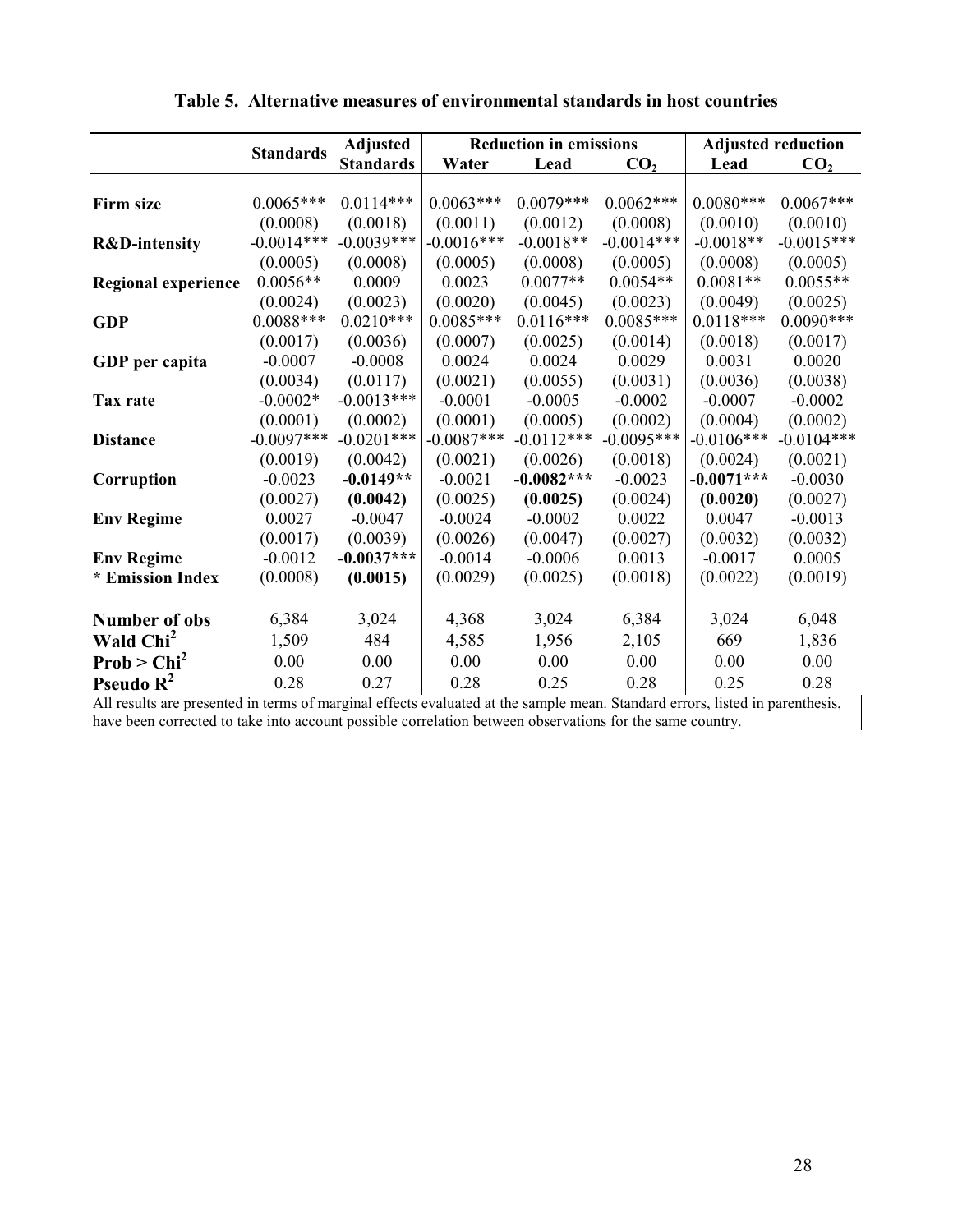**Table 5. Alternative measures of environmental standards in host countries**

| | Standards | Adjusted Standards | Reduction in emissions | | | Adjusted reduction | |
|---|---|---|---|---|---|---|---|
| | | | Water | Lead | $CO_2$ | Lead | $CO_2$ |
| **Firm size** | 0.0065*** | 0.0114*** | 0.0063*** | 0.0079*** | 0.0062*** | 0.0080*** | 0.0067*** |
| | (0.0008) | (0.0018) | (0.0011) | (0.0012) | (0.0008) | (0.0010) | (0.0010) |
| **R&D-intensity** | -0.0014*** | -0.0039*** | -0.0016*** | -0.0018** | -0.0014*** | -0.0018** | -0.0015*** |
| | (0.0005) | (0.0008) | (0.0005) | (0.0008) | (0.0005) | (0.0008) | (0.0005) |
| **Regional experience** | 0.0056** | 0.0009 | 0.0023 | 0.0077** | 0.0054** | 0.0081** | 0.0055** |
| | (0.0024) | (0.0023) | (0.0020) | (0.0045) | (0.0023) | (0.0049) | (0.0025) |
| **GDP** | 0.0088*** | 0.0210*** | 0.0085*** | 0.0116*** | 0.0085*** | 0.0118*** | 0.0090*** |
| | (0.0017) | (0.0036) | (0.0007) | (0.0025) | (0.0014) | (0.0018) | (0.0017) |
| **GDP per capita** | -0.0007 | -0.0008 | 0.0024 | 0.0024 | 0.0029 | 0.0031 | 0.0020 |
| | (0.0034) | (0.0117) | (0.0021) | (0.0055) | (0.0031) | (0.0036) | (0.0038) |
| **Tax rate** | -0.0002* | -0.0013*** | -0.0001 | -0.0005 | -0.0002 | -0.0007 | -0.0002 |
| | (0.0001) | (0.0002) | (0.0001) | (0.0005) | (0.0002) | (0.0004) | (0.0002) |
| **Distance** | -0.0097*** | -0.0201*** | -0.0087*** | -0.0112*** | -0.0095*** | -0.0106*** | -0.0104*** |
| | (0.0019) | (0.0042) | (0.0021) | (0.0026) | (0.0018) | (0.0024) | (0.0021) |
| **Corruption** | -0.0023 | **-0.0149**** | -0.0021 | **-0.0082***** | -0.0023 | **-0.0071***** | -0.0030 |
| | (0.0027) | **(0.0042)** | (0.0025) | **(0.0025)** | (0.0024) | **(0.0020)** | (0.0027) |
| **Env Regime** | 0.0027 | -0.0047 | -0.0024 | -0.0002 | 0.0022 | 0.0047 | -0.0013 |
| | (0.0017) | (0.0039) | (0.0026) | (0.0047) | (0.0027) | (0.0032) | (0.0032) |
| **Env Regime * Emission Index** | -0.0012 | **-0.0037***** | -0.0014 | -0.0006 | 0.0013 | -0.0017 | 0.0005 |
| | (0.0008) | **(0.0015)** | (0.0029) | (0.0025) | (0.0018) | (0.0022) | (0.0019) |
| **Number of obs** | 6,384 | 3,024 | 4,368 | 3,024 | 6,384 | 3,024 | 6,048 |
| **Wald $Chi^2$** | 1,509 | 484 | 4,585 | 1,956 | 2,105 | 669 | 1,836 |
| **Prob > $Chi^2$** | 0.00 | 0.00 | 0.00 | 0.00 | 0.00 | 0.00 | 0.00 |
| **Pseudo $R^2$** | 0.28 | 0.27 | 0.28 | 0.25 | 0.28 | 0.25 | 0.28 |

All results are presented in terms of marginal effects evaluated at the sample mean. Standard errors, listed in parenthesis, have been corrected to take into account possible correlation between observations for the same country.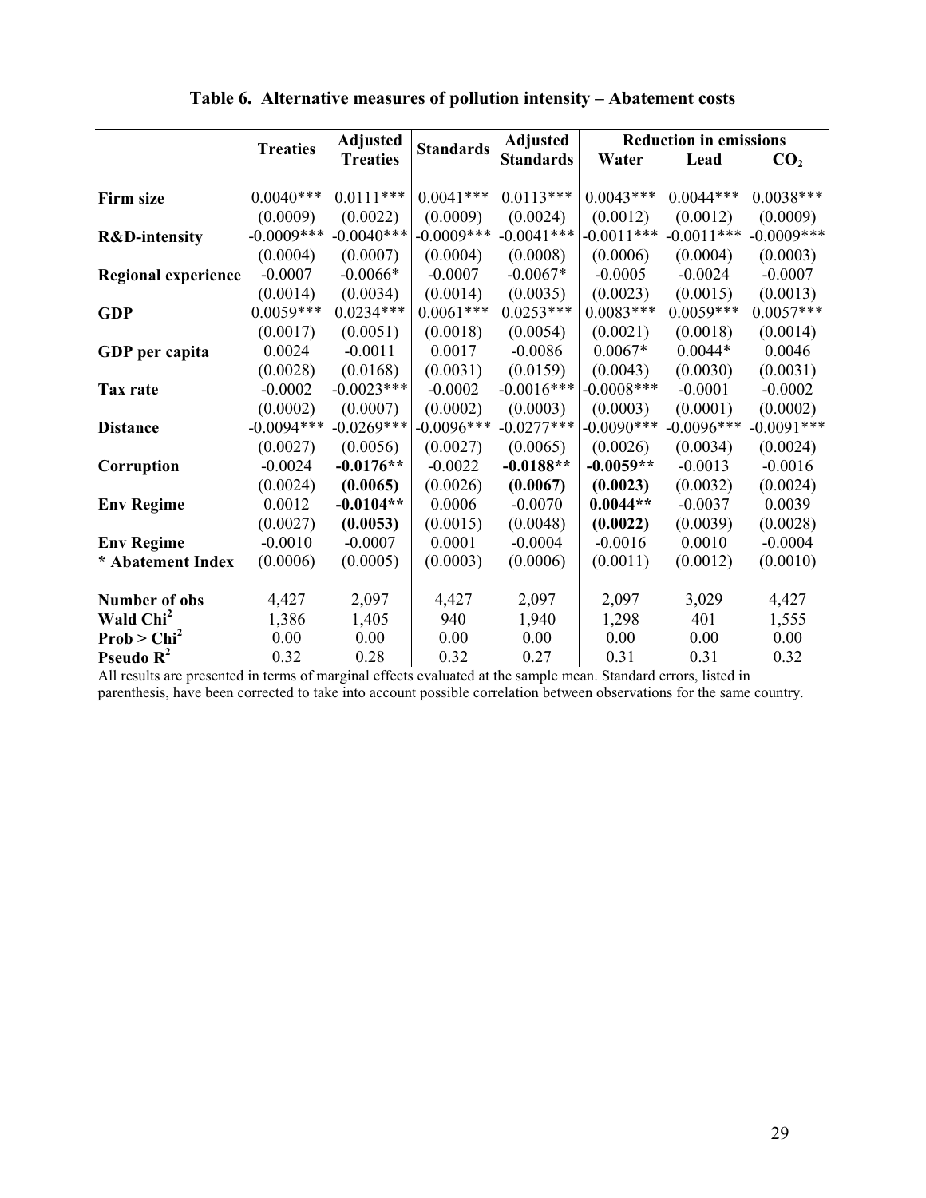**Table 6. Alternative measures of pollution intensity – Abatement costs**

| | Treaties | Adjusted Treaties | Standards | Adjusted Standards | Reduction in emissions | | |
|---|---|---|---|---|---|---|---|
| | | | | | Water | Lead | $CO_2$ |
| **Firm size** | 0.0040*** | 0.0111*** | 0.0041*** | 0.0113*** | 0.0043*** | 0.0044*** | 0.0038*** |
| | (0.0009) | (0.0022) | (0.0009) | (0.0024) | (0.0012) | (0.0012) | (0.0009) |
| **R&D-intensity** | -0.0009*** | -0.0040*** | -0.0009*** | -0.0041*** | -0.0011*** | -0.0011*** | -0.0009*** |
| | (0.0004) | (0.0007) | (0.0004) | (0.0008) | (0.0006) | (0.0004) | (0.0003) |
| **Regional experience** | -0.0007 | -0.0066* | -0.0007 | -0.0067* | -0.0005 | -0.0024 | -0.0007 |
| | (0.0014) | (0.0034) | (0.0014) | (0.0035) | (0.0023) | (0.0015) | (0.0013) |
| **GDP** | 0.0059*** | 0.0234*** | 0.0061*** | 0.0253*** | 0.0083*** | 0.0059*** | 0.0057*** |
| | (0.0017) | (0.0051) | (0.0018) | (0.0054) | (0.0021) | (0.0018) | (0.0014) |
| **GDP per capita** | 0.0024 | -0.0011 | 0.0017 | -0.0086 | 0.0067* | 0.0044* | 0.0046 |
| | (0.0028) | (0.0168) | (0.0031) | (0.0159) | (0.0043) | (0.0030) | (0.0031) |
| **Tax rate** | -0.0002 | -0.0023*** | -0.0002 | -0.0016*** | -0.0008*** | -0.0001 | -0.0002 |
| | (0.0002) | (0.0007) | (0.0002) | (0.0003) | (0.0003) | (0.0001) | (0.0002) |
| **Distance** | -0.0094*** | -0.0269*** | -0.0096*** | -0.0277*** | -0.0090*** | -0.0096*** | -0.0091*** |
| | (0.0027) | (0.0056) | (0.0027) | (0.0065) | (0.0026) | (0.0034) | (0.0024) |
| **Corruption** | -0.0024 | **-0.0176**** | -0.0022 | **-0.0188**** | **-0.0059**** | -0.0013 | -0.0016 |
| | (0.0024) | **(0.0065)** | (0.0026) | **(0.0067)** | **(0.0023)** | (0.0032) | (0.0024) |
| **Env Regime** | 0.0012 | **-0.0104**** | 0.0006 | -0.0070 | **0.0044**** | -0.0037 | 0.0039 |
| | (0.0027) | **(0.0053)** | (0.0015) | (0.0048) | **(0.0022)** | (0.0039) | (0.0028) |
| **Env Regime * Abatement Index** | -0.0010 | -0.0007 | 0.0001 | -0.0004 | -0.0016 | 0.0010 | -0.0004 |
| | (0.0006) | (0.0005) | (0.0003) | (0.0006) | (0.0011) | (0.0012) | (0.0010) |
| **Number of obs** | 4,427 | 2,097 | 4,427 | 2,097 | 2,097 | 3,029 | 4,427 |
| **Wald $Chi^2$** | 1,386 | 1,405 | 940 | 1,940 | 1,298 | 401 | 1,555 |
| **Prob > $Chi^2$** | 0.00 | 0.00 | 0.00 | 0.00 | 0.00 | 0.00 | 0.00 |
| **Pseudo $R^2$** | 0.32 | 0.28 | 0.32 | 0.27 | 0.31 | 0.31 | 0.32 |

All results are presented in terms of marginal effects evaluated at the sample mean. Standard errors, listed in parenthesis, have been corrected to take into account possible correlation between observations for the same country.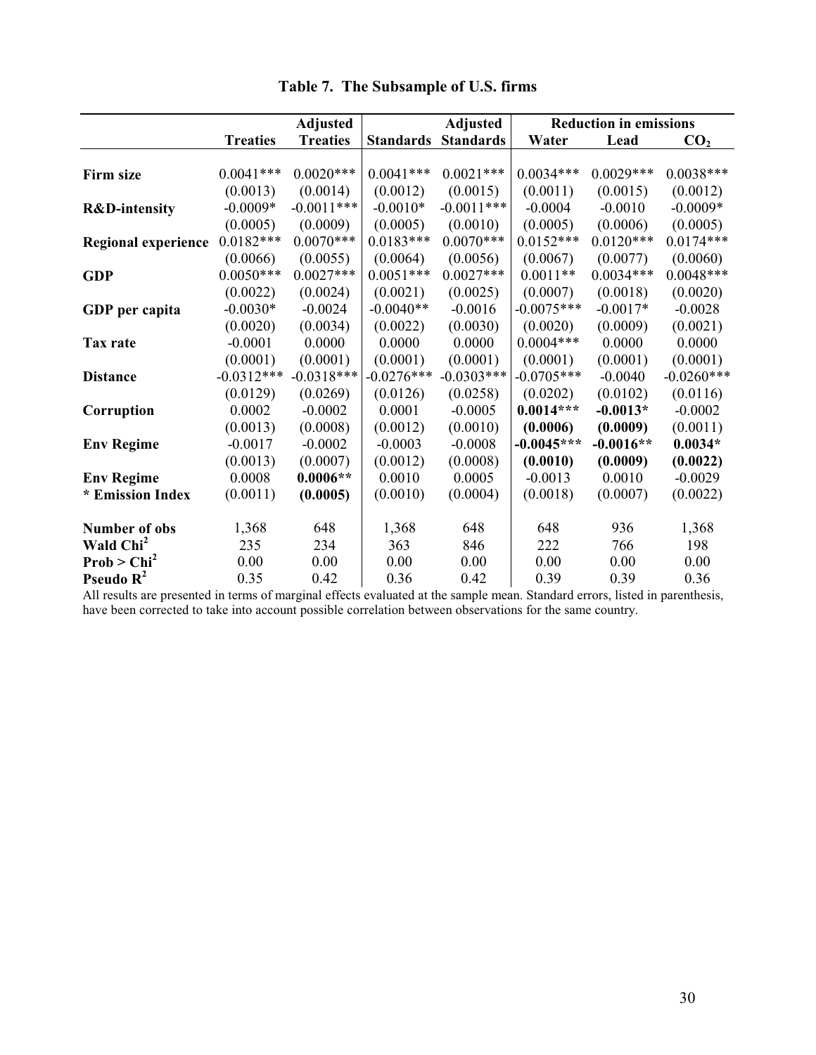# Table 7. The Subsample of U.S. firms

| | Treaties | Adjusted Treaties | Standards | Adjusted Standards | Reduction in emissions Water | Lead | $CO_2$ |
|---|---|---|---|---|---|---|---|
| **Firm size** | 0.0041*** | 0.0020*** | 0.0041*** | 0.0021*** | 0.0034*** | 0.0029*** | 0.0038*** |
| | (0.0013) | (0.0014) | (0.0012) | (0.0015) | (0.0011) | (0.0015) | (0.0012) |
| **R&D-intensity** | -0.0009* | -0.0011*** | -0.0010* | -0.0011*** | -0.0004 | -0.0010 | -0.0009* |
| | (0.0005) | (0.0009) | (0.0005) | (0.0010) | (0.0005) | (0.0006) | (0.0005) |
| **Regional experience** | 0.0182*** | 0.0070*** | 0.0183*** | 0.0070*** | 0.0152*** | 0.0120*** | 0.0174*** |
| | (0.0066) | (0.0055) | (0.0064) | (0.0056) | (0.0067) | (0.0077) | (0.0060) |
| **GDP** | 0.0050*** | 0.0027*** | 0.0051*** | 0.0027*** | 0.0011** | 0.0034*** | 0.0048*** |
| | (0.0022) | (0.0024) | (0.0021) | (0.0025) | (0.0007) | (0.0018) | (0.0020) |
| **GDP per capita** | -0.0030* | -0.0024 | -0.0040** | -0.0016 | -0.0075*** | -0.0017* | -0.0028 |
| | (0.0020) | (0.0034) | (0.0022) | (0.0030) | (0.0020) | (0.0009) | (0.0021) |
| **Tax rate** | -0.0001 | 0.0000 | 0.0000 | 0.0000 | 0.0004*** | 0.0000 | 0.0000 |
| | (0.0001) | (0.0001) | (0.0001) | (0.0001) | (0.0001) | (0.0001) | (0.0001) |
| **Distance** | -0.0312*** | -0.0318*** | -0.0276*** | -0.0303*** | -0.0705*** | -0.0040 | -0.0260*** |
| | (0.0129) | (0.0269) | (0.0126) | (0.0258) | (0.0202) | (0.0102) | (0.0116) |
| **Corruption** | 0.0002 | -0.0002 | 0.0001 | -0.0005 | **0.0014*** ** | **-0.0013*** | -0.0002 |
| | (0.0013) | (0.0008) | (0.0012) | (0.0010) | **(0.0006)** | **(0.0009)** | (0.0011) |
| **Env Regime** | -0.0017 | -0.0002 | -0.0003 | -0.0008 | **-0.0045*** ** | **-0.0016** ** | **0.0034*** |
| | (0.0013) | (0.0007) | (0.0012) | (0.0008) | **(0.0010)** | **(0.0009)** | **(0.0022)** |
| **Env Regime * Emission Index** | 0.0008 | **0.0006** ** | 0.0010 | 0.0005 | -0.0013 | 0.0010 | -0.0029 |
| | (0.0011) | **(0.0005)** | (0.0010) | (0.0004) | (0.0018) | (0.0007) | (0.0022) |
| **Number of obs** | 1,368 | 648 | 1,368 | 648 | 648 | 936 | 1,368 |
| **Wald $Chi^2$** | 235 | 234 | 363 | 846 | 222 | 766 | 198 |
| **Prob > $Chi^2$** | 0.00 | 0.00 | 0.00 | 0.00 | 0.00 | 0.00 | 0.00 |
| **Pseudo $R^2$** | 0.35 | 0.42 | 0.36 | 0.42 | 0.39 | 0.39 | 0.36 |

All results are presented in terms of marginal effects evaluated at the sample mean. Standard errors, listed in parenthesis, have been corrected to take into account possible correlation between observations for the same country.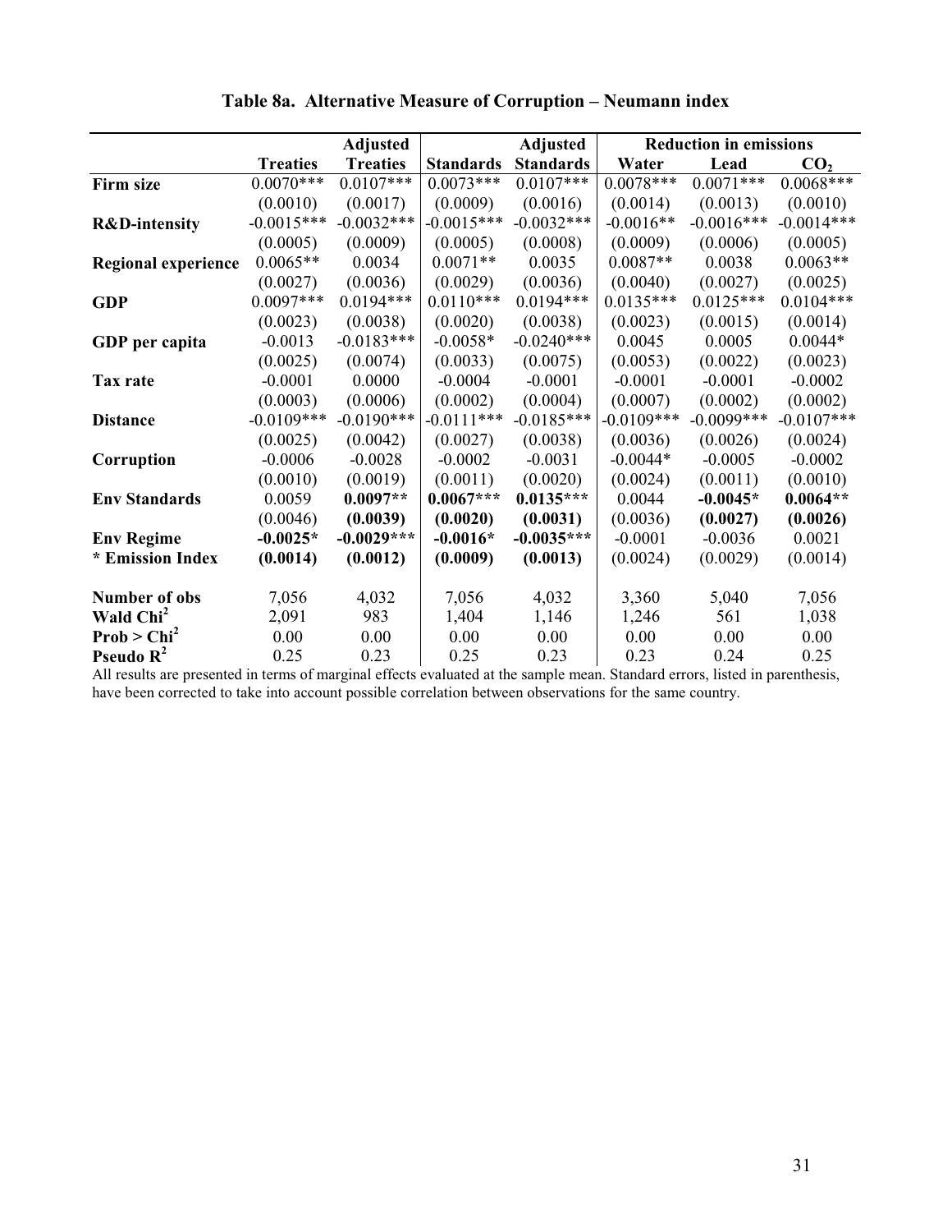**Table 8a. Alternative Measure of Corruption – Neumann index**

| | Treaties | Adjusted Treaties | Standards | Adjusted Standards | Reduction in emissions Water | Lead | $CO_2$ |
|---|---|---|---|---|---|---|---|
| **Firm size** | 0.0070*** | 0.0107*** | 0.0073*** | 0.0107*** | 0.0078*** | 0.0071*** | 0.0068*** |
| | (0.0010) | (0.0017) | (0.0009) | (0.0016) | (0.0014) | (0.0013) | (0.0010) |
| **R&D-intensity** | -0.0015*** | -0.0032*** | -0.0015*** | -0.0032*** | -0.0016** | -0.0016*** | -0.0014*** |
| | (0.0005) | (0.0009) | (0.0005) | (0.0008) | (0.0009) | (0.0006) | (0.0005) |
| **Regional experience** | 0.0065** | 0.0034 | 0.0071** | 0.0035 | 0.0087** | 0.0038 | 0.0063** |
| | (0.0027) | (0.0036) | (0.0029) | (0.0036) | (0.0040) | (0.0027) | (0.0025) |
| **GDP** | 0.0097*** | 0.0194*** | 0.0110*** | 0.0194*** | 0.0135*** | 0.0125*** | 0.0104*** |
| | (0.0023) | (0.0038) | (0.0020) | (0.0038) | (0.0023) | (0.0015) | (0.0014) |
| **GDP per capita** | -0.0013 | -0.0183*** | -0.0058* | -0.0240*** | 0.0045 | 0.0005 | 0.0044* |
| | (0.0025) | (0.0074) | (0.0033) | (0.0075) | (0.0053) | (0.0022) | (0.0023) |
| **Tax rate** | -0.0001 | 0.0000 | -0.0004 | -0.0001 | -0.0001 | -0.0001 | -0.0002 |
| | (0.0003) | (0.0006) | (0.0002) | (0.0004) | (0.0007) | (0.0002) | (0.0002) |
| **Distance** | -0.0109*** | -0.0190*** | -0.0111*** | -0.0185*** | -0.0109*** | -0.0099*** | -0.0107*** |
| | (0.0025) | (0.0042) | (0.0027) | (0.0038) | (0.0036) | (0.0026) | (0.0024) |
| **Corruption** | -0.0006 | -0.0028 | -0.0002 | -0.0031 | -0.0044* | -0.0005 | -0.0002 |
| | (0.0010) | (0.0019) | (0.0011) | (0.0020) | (0.0024) | (0.0011) | (0.0010) |
| **Env Standards** | 0.0059 | **0.0097**** | **0.0067***** | **0.0135***** | 0.0044 | **-0.0045*** | **0.0064**** |
| | (0.0046) | **(0.0039)** | **(0.0020)** | **(0.0031)** | (0.0036) | **(0.0027)** | **(0.0026)** |
| **Env Regime** | **-0.0025*** | **-0.0029***** | **-0.0016*** | **-0.0035***** | -0.0001 | -0.0036 | 0.0021 |
| *** Emission Index** | **(0.0014)** | **(0.0012)** | **(0.0009)** | **(0.0013)** | (0.0024) | (0.0029) | (0.0014) |
| **Number of obs** | 7,056 | 4,032 | 7,056 | 4,032 | 3,360 | 5,040 | 7,056 |
| **Wald $Chi^2$** | 2,091 | 983 | 1,404 | 1,146 | 1,246 | 561 | 1,038 |
| **Prob > $Chi^2$** | 0.00 | 0.00 | 0.00 | 0.00 | 0.00 | 0.00 | 0.00 |
| **Pseudo $R^2$** | 0.25 | 0.23 | 0.25 | 0.23 | 0.23 | 0.24 | 0.25 |

All results are presented in terms of marginal effects evaluated at the sample mean. Standard errors, listed in parenthesis, have been corrected to take into account possible correlation between observations for the same country.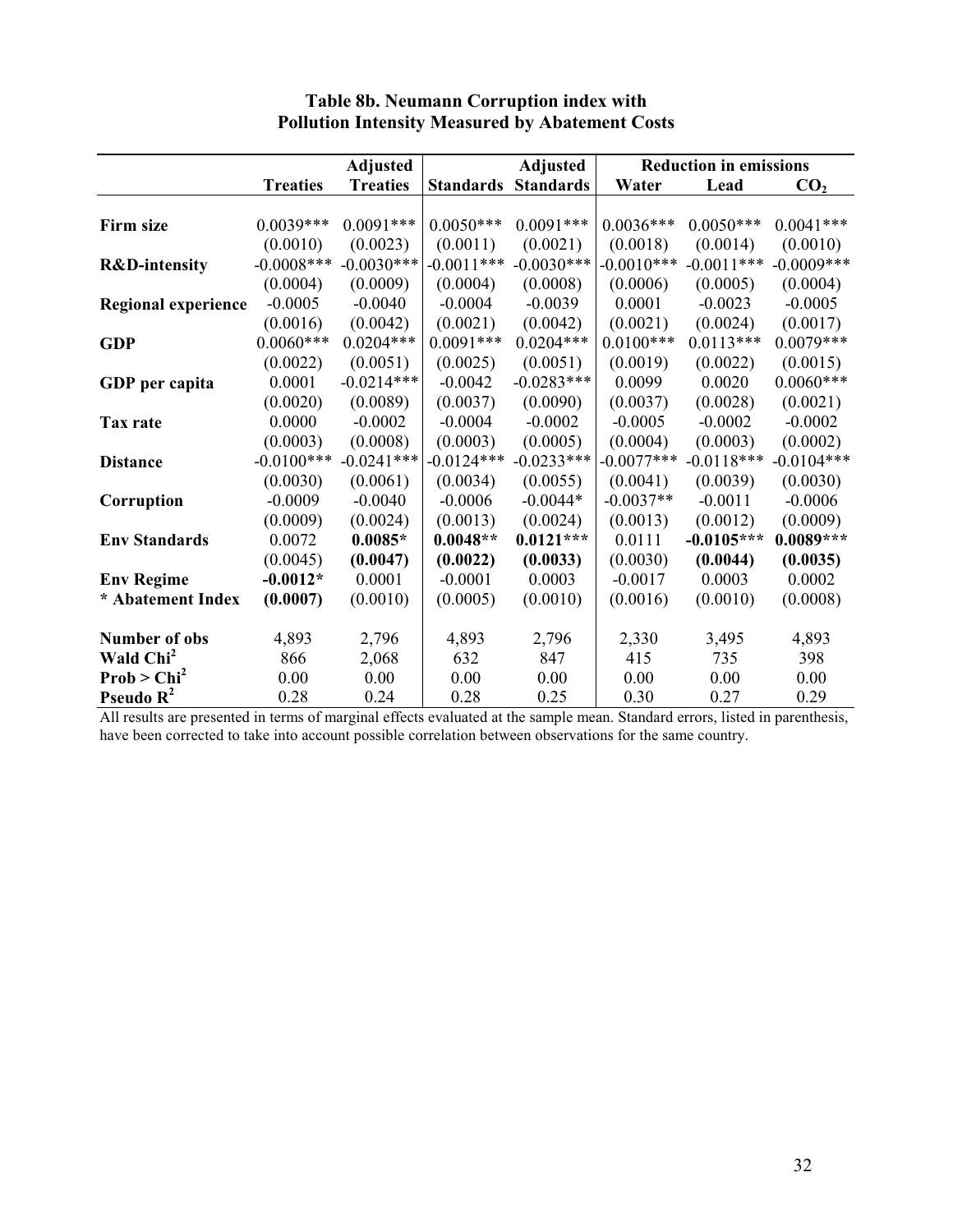**Table 8b. Neumann Corruption index with Pollution Intensity Measured by Abatement Costs**

| | Treaties | Adjusted Treaties | Standards | Adjusted Standards | Reduction in emissions Water | Lead | $CO_2$ |
|---|---|---|---|---|---|---|---|
| **Firm size** | 0.0039*** | 0.0091*** | 0.0050*** | 0.0091*** | 0.0036*** | 0.0050*** | 0.0041*** |
| | (0.0010) | (0.0023) | (0.0011) | (0.0021) | (0.0018) | (0.0014) | (0.0010) |
| **R&D-intensity** | -0.0008*** | -0.0030*** | -0.0011*** | -0.0030*** | -0.0010*** | -0.0011*** | -0.0009*** |
| | (0.0004) | (0.0009) | (0.0004) | (0.0008) | (0.0006) | (0.0005) | (0.0004) |
| **Regional experience** | -0.0005 | -0.0040 | -0.0004 | -0.0039 | 0.0001 | -0.0023 | -0.0005 |
| | (0.0016) | (0.0042) | (0.0021) | (0.0042) | (0.0021) | (0.0024) | (0.0017) |
| **GDP** | 0.0060*** | 0.0204*** | 0.0091*** | 0.0204*** | 0.0100*** | 0.0113*** | 0.0079*** |
| | (0.0022) | (0.0051) | (0.0025) | (0.0051) | (0.0019) | (0.0022) | (0.0015) |
| **GDP per capita** | 0.0001 | -0.0214*** | -0.0042 | -0.0283*** | 0.0099 | 0.0020 | 0.0060*** |
| | (0.0020) | (0.0089) | (0.0037) | (0.0090) | (0.0037) | (0.0028) | (0.0021) |
| **Tax rate** | 0.0000 | -0.0002 | -0.0004 | -0.0002 | -0.0005 | -0.0002 | -0.0002 |
| | (0.0003) | (0.0008) | (0.0003) | (0.0005) | (0.0004) | (0.0003) | (0.0002) |
| **Distance** | -0.0100*** | -0.0241*** | -0.0124*** | -0.0233*** | -0.0077*** | -0.0118*** | -0.0104*** |
| | (0.0030) | (0.0061) | (0.0034) | (0.0055) | (0.0041) | (0.0039) | (0.0030) |
| **Corruption** | -0.0009 | -0.0040 | -0.0006 | -0.0044* | -0.0037** | -0.0011 | -0.0006 |
| | (0.0009) | (0.0024) | (0.0013) | (0.0024) | (0.0013) | (0.0012) | (0.0009) |
| **Env Standards** | 0.0072 | **0.0085*** | **0.0048**** | **0.0121***** | 0.0111 | **-0.0105***** | **0.0089***** |
| | (0.0045) | **(0.0047)** | **(0.0022)** | **(0.0033)** | (0.0030) | **(0.0044)** | **(0.0035)** |
| **Env Regime * Abatement Index** | **-0.0012*** | 0.0001 | -0.0001 | 0.0003 | -0.0017 | 0.0003 | 0.0002 |
| | **(0.0007)** | (0.0010) | (0.0005) | (0.0010) | (0.0016) | (0.0010) | (0.0008) |
| **Number of obs** | 4,893 | 2,796 | 4,893 | 2,796 | 2,330 | 3,495 | 4,893 |
| **Wald $Chi^2$** | 866 | 2,068 | 632 | 847 | 415 | 735 | 398 |
| **Prob > $Chi^2$** | 0.00 | 0.00 | 0.00 | 0.00 | 0.00 | 0.00 | 0.00 |
| **Pseudo $R^2$** | 0.28 | 0.24 | 0.28 | 0.25 | 0.30 | 0.27 | 0.29 |

All results are presented in terms of marginal effects evaluated at the sample mean. Standard errors, listed in parenthesis, have been corrected to take into account possible correlation between observations for the same country.